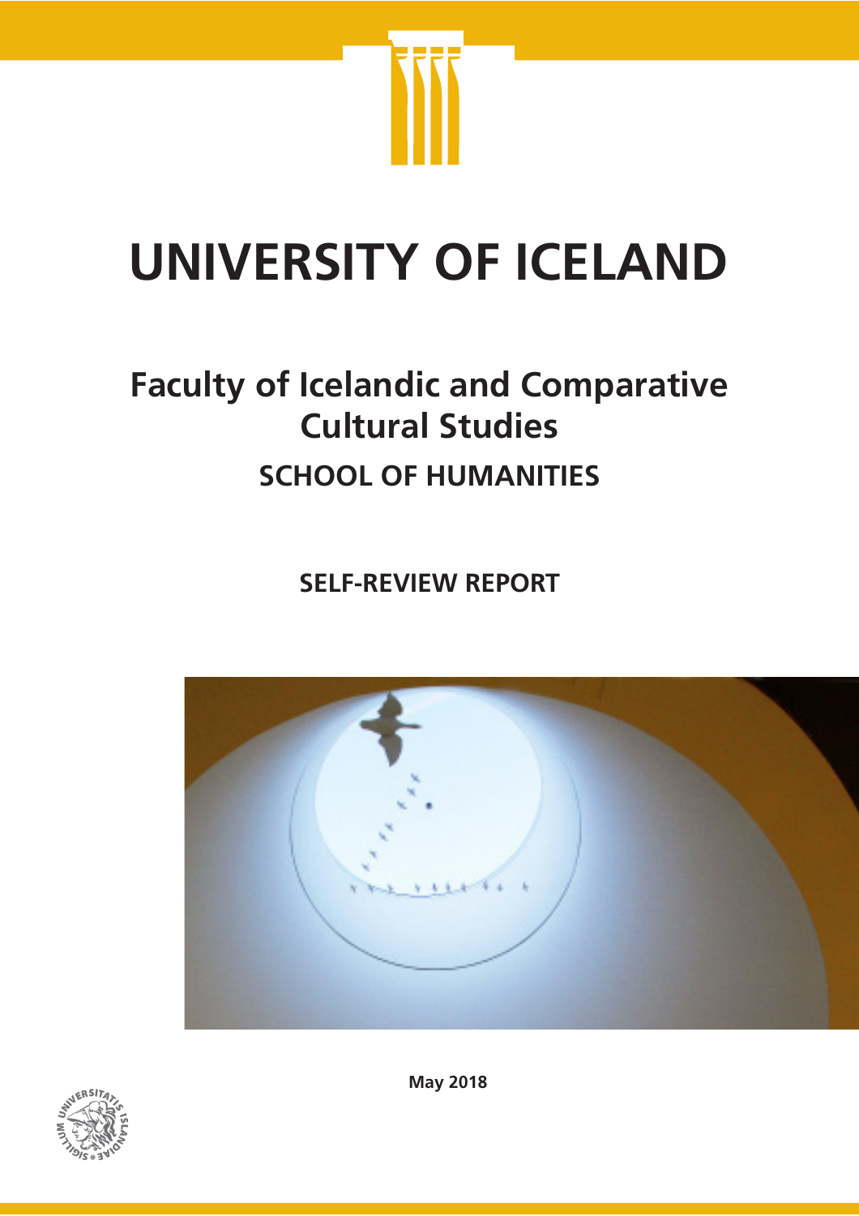# UNIVERSITY OF ICELAND

## Faculty of Icelandic and Comparative Cultural Studies

### SCHOOL OF HUMANITIES

**SELF-REVIEW REPORT**

**May 2018**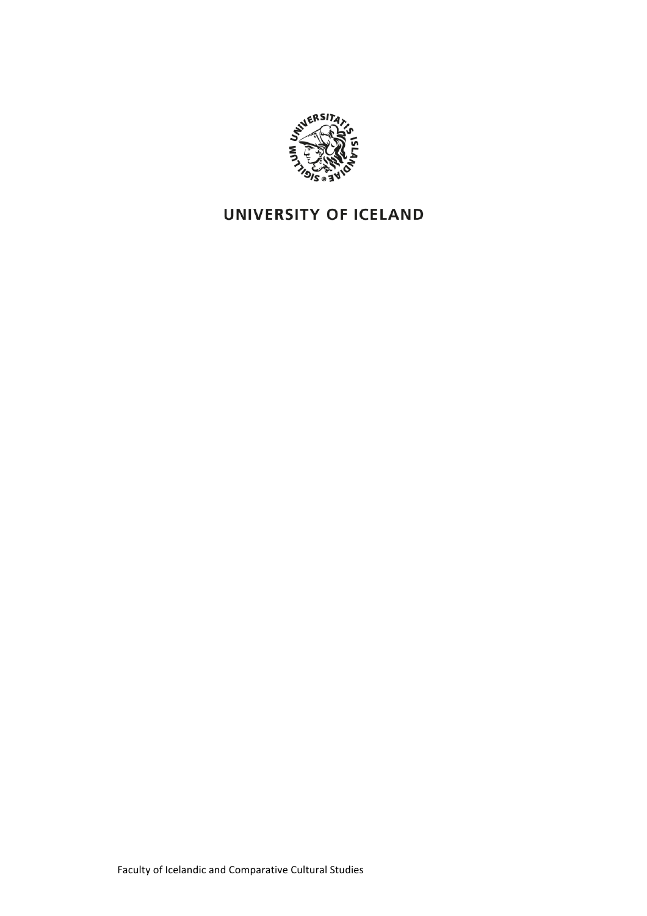UNIVERSITY OF ICELAND

Faculty of Icelandic and Comparative Cultural Studies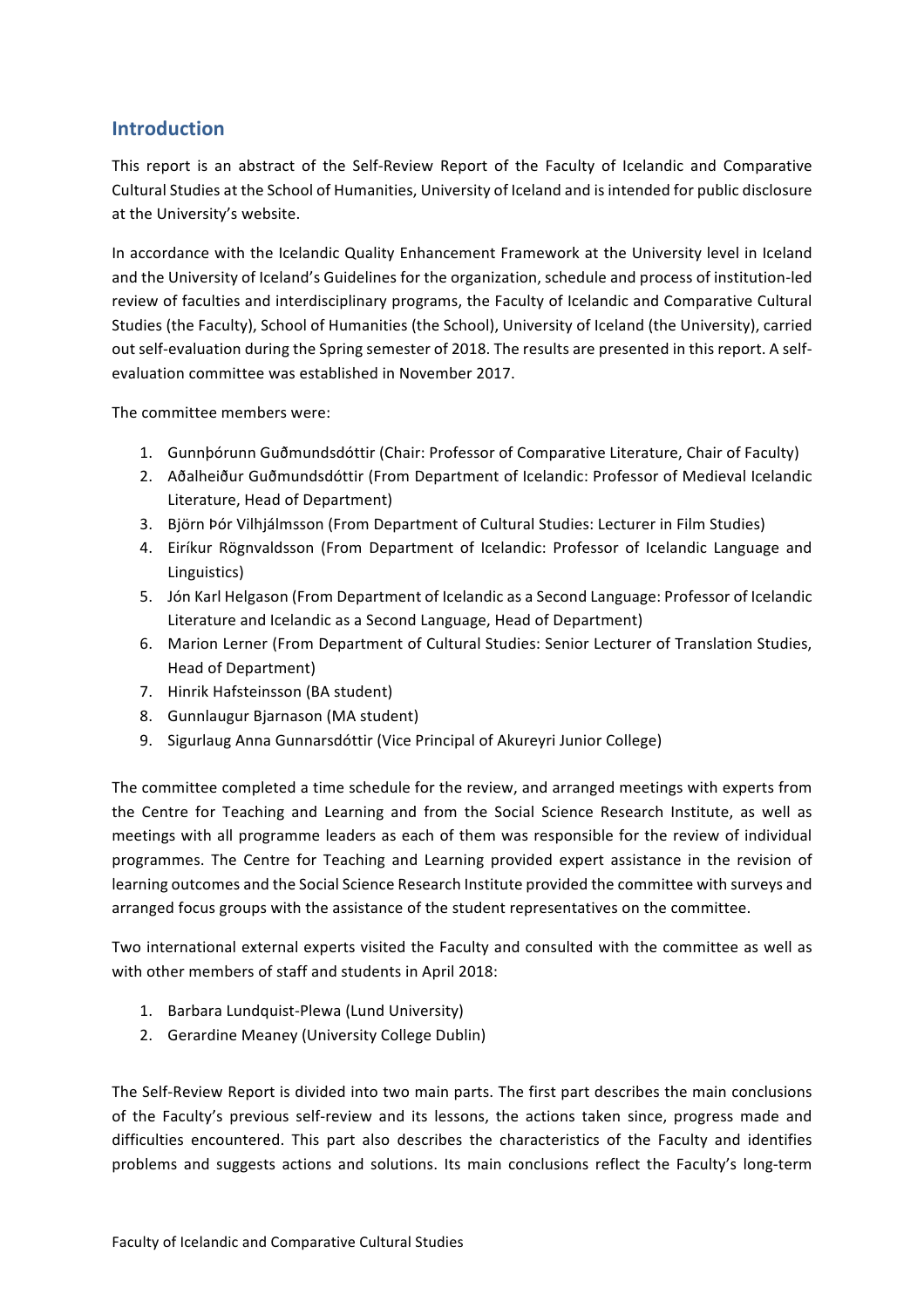## Introduction

This report is an abstract of the Self-Review Report of the Faculty of Icelandic and Comparative Cultural Studies at the School of Humanities, University of Iceland and is intended for public disclosure at the University's website.

In accordance with the Icelandic Quality Enhancement Framework at the University level in Iceland and the University of Iceland's Guidelines for the organization, schedule and process of institution-led review of faculties and interdisciplinary programs, the Faculty of Icelandic and Comparative Cultural Studies (the Faculty), School of Humanities (the School), University of Iceland (the University), carried out self-evaluation during the Spring semester of 2018. The results are presented in this report. A self-evaluation committee was established in November 2017.

The committee members were:

1. Gunnþórunn Guðmundsdóttir (Chair: Professor of Comparative Literature, Chair of Faculty)
2. Aðalheiður Guðmundsdóttir (From Department of Icelandic: Professor of Medieval Icelandic Literature, Head of Department)
3. Björn Þór Vilhjálmsson (From Department of Cultural Studies: Lecturer in Film Studies)
4. Eiríkur Rögnvaldsson (From Department of Icelandic: Professor of Icelandic Language and Linguistics)
5. Jón Karl Helgason (From Department of Icelandic as a Second Language: Professor of Icelandic Literature and Icelandic as a Second Language, Head of Department)
6. Marion Lerner (From Department of Cultural Studies: Senior Lecturer of Translation Studies, Head of Department)
7. Hinrik Hafsteinsson (BA student)
8. Gunnlaugur Bjarnason (MA student)
9. Sigurlaug Anna Gunnarsdóttir (Vice Principal of Akureyri Junior College)

The committee completed a time schedule for the review, and arranged meetings with experts from the Centre for Teaching and Learning and from the Social Science Research Institute, as well as meetings with all programme leaders as each of them was responsible for the review of individual programmes. The Centre for Teaching and Learning provided expert assistance in the revision of learning outcomes and the Social Science Research Institute provided the committee with surveys and arranged focus groups with the assistance of the student representatives on the committee.

Two international external experts visited the Faculty and consulted with the committee as well as with other members of staff and students in April 2018:

1. Barbara Lundquist-Plewa (Lund University)
2. Gerardine Meaney (University College Dublin)

The Self-Review Report is divided into two main parts. The first part describes the main conclusions of the Faculty's previous self-review and its lessons, the actions taken since, progress made and difficulties encountered. This part also describes the characteristics of the Faculty and identifies problems and suggests actions and solutions. Its main conclusions reflect the Faculty's long-term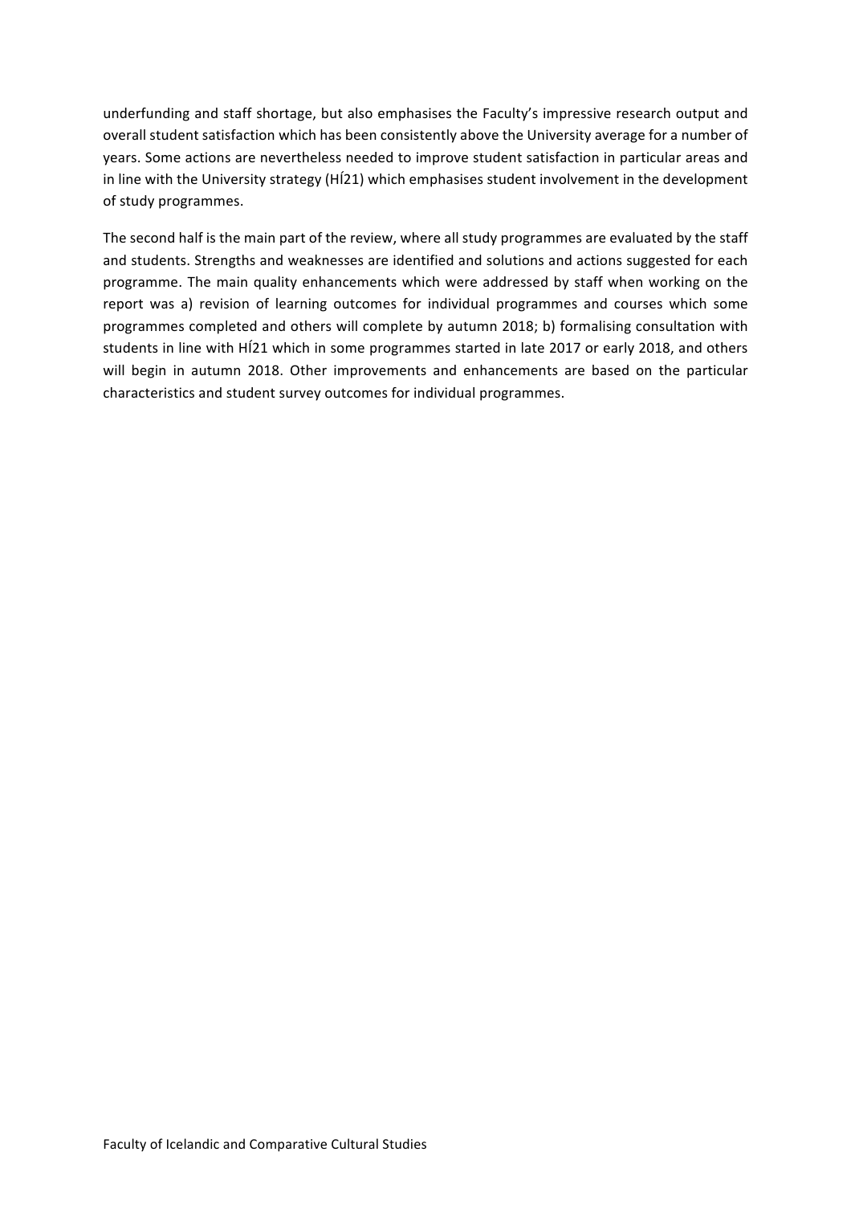underfunding and staff shortage, but also emphasises the Faculty's impressive research output and overall student satisfaction which has been consistently above the University average for a number of years. Some actions are nevertheless needed to improve student satisfaction in particular areas and in line with the University strategy (HÍ21) which emphasises student involvement in the development of study programmes.

The second half is the main part of the review, where all study programmes are evaluated by the staff and students. Strengths and weaknesses are identified and solutions and actions suggested for each programme. The main quality enhancements which were addressed by staff when working on the report was a) revision of learning outcomes for individual programmes and courses which some programmes completed and others will complete by autumn 2018; b) formalising consultation with students in line with HÍ21 which in some programmes started in late 2017 or early 2018, and others will begin in autumn 2018. Other improvements and enhancements are based on the particular characteristics and student survey outcomes for individual programmes.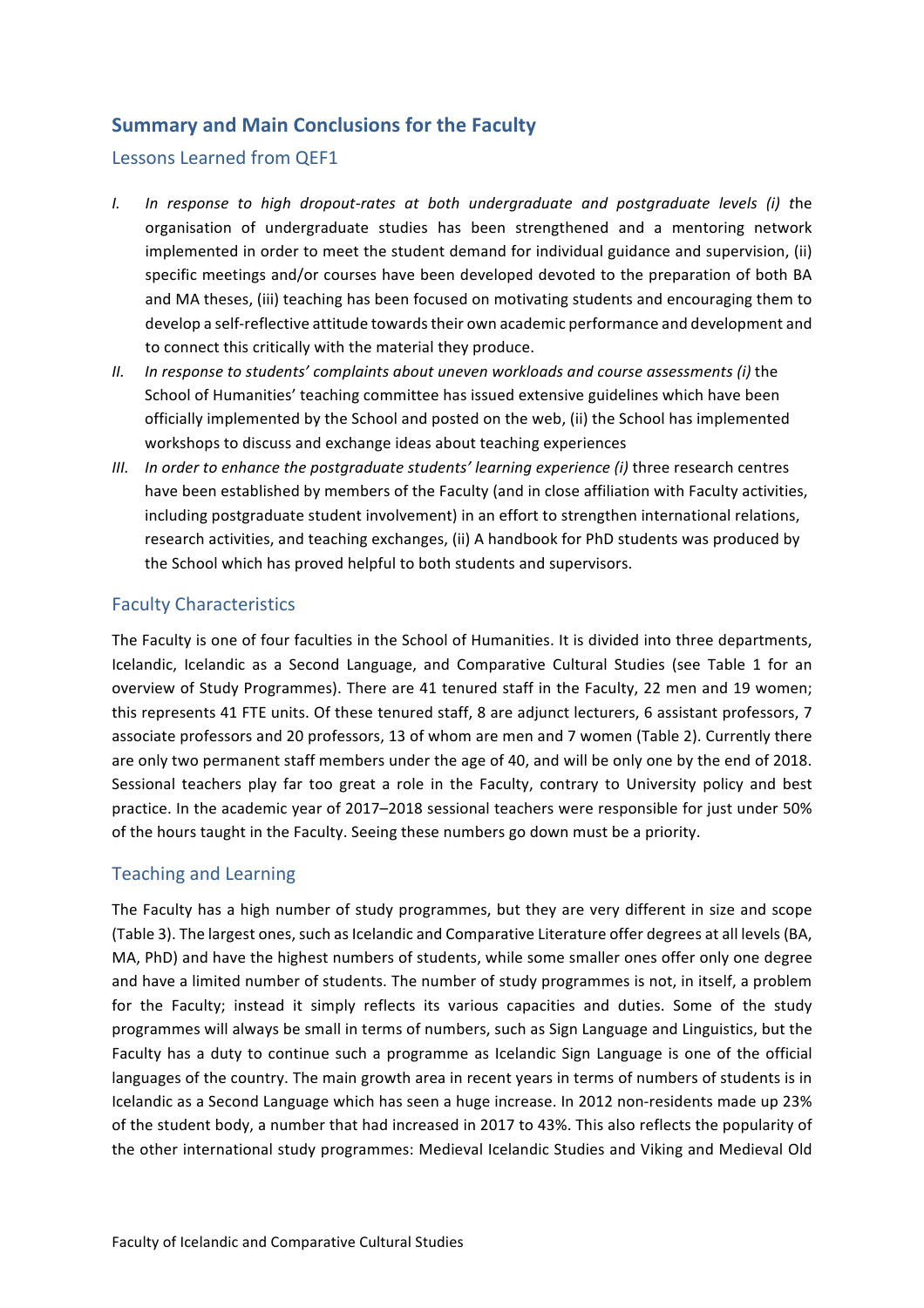## Summary and Main Conclusions for the Faculty

### Lessons Learned from QEF1

I. *In response to high dropout-rates at both undergraduate and postgraduate levels (i)* the organisation of undergraduate studies has been strengthened and a mentoring network implemented in order to meet the student demand for individual guidance and supervision, (ii) specific meetings and/or courses have been developed devoted to the preparation of both BA and MA theses, (iii) teaching has been focused on motivating students and encouraging them to develop a self-reflective attitude towards their own academic performance and development and to connect this critically with the material they produce.

II. *In response to students' complaints about uneven workloads and course assessments (i)* the School of Humanities' teaching committee has issued extensive guidelines which have been officially implemented by the School and posted on the web, (ii) the School has implemented workshops to discuss and exchange ideas about teaching experiences

III. *In order to enhance the postgraduate students' learning experience (i)* three research centres have been established by members of the Faculty (and in close affiliation with Faculty activities, including postgraduate student involvement) in an effort to strengthen international relations, research activities, and teaching exchanges, (ii) A handbook for PhD students was produced by the School which has proved helpful to both students and supervisors.

### Faculty Characteristics

The Faculty is one of four faculties in the School of Humanities. It is divided into three departments, Icelandic, Icelandic as a Second Language, and Comparative Cultural Studies (see Table 1 for an overview of Study Programmes). There are 41 tenured staff in the Faculty, 22 men and 19 women; this represents 41 FTE units. Of these tenured staff, 8 are adjunct lecturers, 6 assistant professors, 7 associate professors and 20 professors, 13 of whom are men and 7 women (Table 2). Currently there are only two permanent staff members under the age of 40, and will be only one by the end of 2018. Sessional teachers play far too great a role in the Faculty, contrary to University policy and best practice. In the academic year of 2017–2018 sessional teachers were responsible for just under 50% of the hours taught in the Faculty. Seeing these numbers go down must be a priority.

### Teaching and Learning

The Faculty has a high number of study programmes, but they are very different in size and scope (Table 3). The largest ones, such as Icelandic and Comparative Literature offer degrees at all levels (BA, MA, PhD) and have the highest numbers of students, while some smaller ones offer only one degree and have a limited number of students. The number of study programmes is not, in itself, a problem for the Faculty; instead it simply reflects its various capacities and duties. Some of the study programmes will always be small in terms of numbers, such as Sign Language and Linguistics, but the Faculty has a duty to continue such a programme as Icelandic Sign Language is one of the official languages of the country. The main growth area in recent years in terms of numbers of students is in Icelandic as a Second Language which has seen a huge increase. In 2012 non-residents made up 23% of the student body, a number that had increased in 2017 to 43%. This also reflects the popularity of the other international study programmes: Medieval Icelandic Studies and Viking and Medieval Old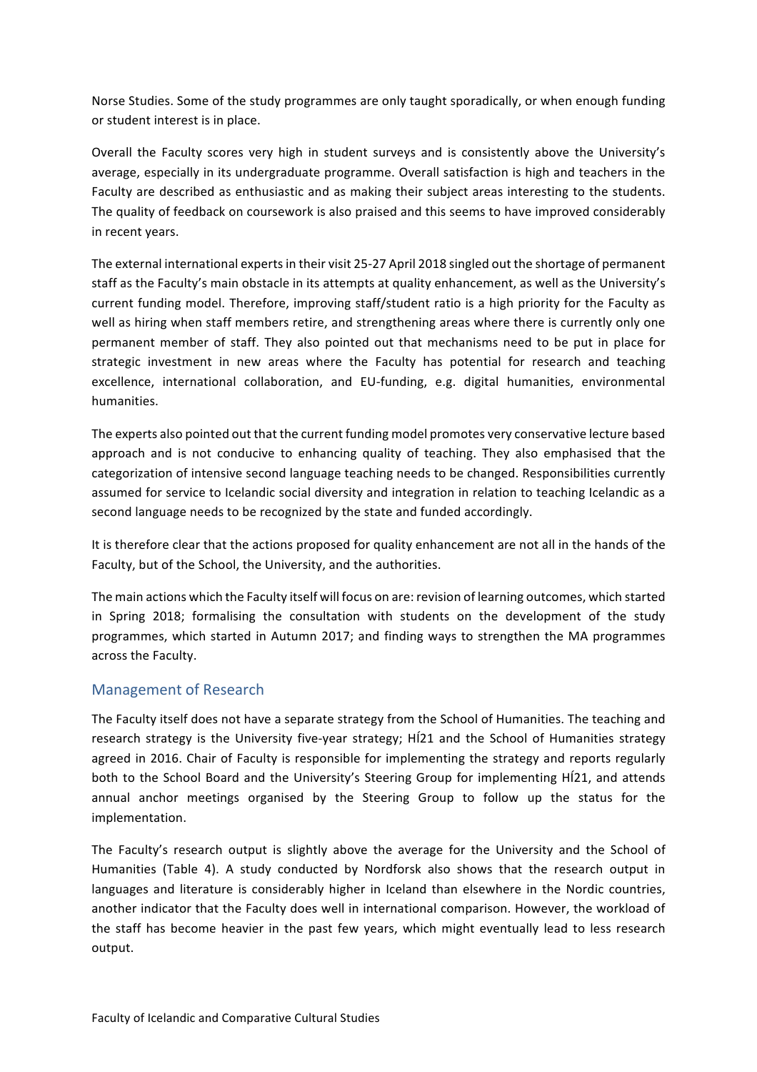Norse Studies. Some of the study programmes are only taught sporadically, or when enough funding or student interest is in place.

Overall the Faculty scores very high in student surveys and is consistently above the University's average, especially in its undergraduate programme. Overall satisfaction is high and teachers in the Faculty are described as enthusiastic and as making their subject areas interesting to the students. The quality of feedback on coursework is also praised and this seems to have improved considerably in recent years.

The external international experts in their visit 25-27 April 2018 singled out the shortage of permanent staff as the Faculty's main obstacle in its attempts at quality enhancement, as well as the University's current funding model. Therefore, improving staff/student ratio is a high priority for the Faculty as well as hiring when staff members retire, and strengthening areas where there is currently only one permanent member of staff. They also pointed out that mechanisms need to be put in place for strategic investment in new areas where the Faculty has potential for research and teaching excellence, international collaboration, and EU-funding, e.g. digital humanities, environmental humanities.

The experts also pointed out that the current funding model promotes very conservative lecture based approach and is not conducive to enhancing quality of teaching. They also emphasised that the categorization of intensive second language teaching needs to be changed. Responsibilities currently assumed for service to Icelandic social diversity and integration in relation to teaching Icelandic as a second language needs to be recognized by the state and funded accordingly.

It is therefore clear that the actions proposed for quality enhancement are not all in the hands of the Faculty, but of the School, the University, and the authorities.

The main actions which the Faculty itself will focus on are: revision of learning outcomes, which started in Spring 2018; formalising the consultation with students on the development of the study programmes, which started in Autumn 2017; and finding ways to strengthen the MA programmes across the Faculty.

## Management of Research

The Faculty itself does not have a separate strategy from the School of Humanities. The teaching and research strategy is the University five-year strategy; HÍ21 and the School of Humanities strategy agreed in 2016. Chair of Faculty is responsible for implementing the strategy and reports regularly both to the School Board and the University's Steering Group for implementing HÍ21, and attends annual anchor meetings organised by the Steering Group to follow up the status for the implementation.

The Faculty's research output is slightly above the average for the University and the School of Humanities (Table 4). A study conducted by Nordforsk also shows that the research output in languages and literature is considerably higher in Iceland than elsewhere in the Nordic countries, another indicator that the Faculty does well in international comparison. However, the workload of the staff has become heavier in the past few years, which might eventually lead to less research output.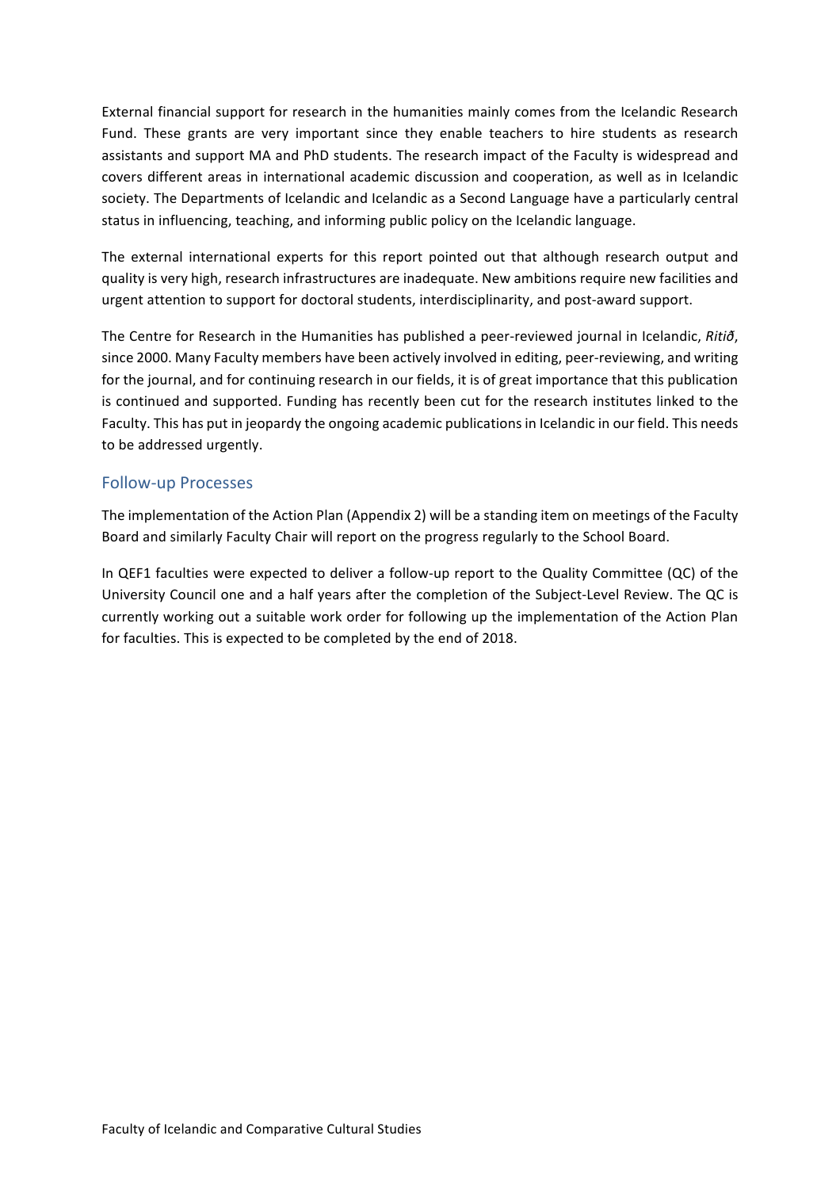External financial support for research in the humanities mainly comes from the Icelandic Research Fund. These grants are very important since they enable teachers to hire students as research assistants and support MA and PhD students. The research impact of the Faculty is widespread and covers different areas in international academic discussion and cooperation, as well as in Icelandic society. The Departments of Icelandic and Icelandic as a Second Language have a particularly central status in influencing, teaching, and informing public policy on the Icelandic language.

The external international experts for this report pointed out that although research output and quality is very high, research infrastructures are inadequate. New ambitions require new facilities and urgent attention to support for doctoral students, interdisciplinarity, and post-award support.

The Centre for Research in the Humanities has published a peer-reviewed journal in Icelandic, *Ritið*, since 2000. Many Faculty members have been actively involved in editing, peer-reviewing, and writing for the journal, and for continuing research in our fields, it is of great importance that this publication is continued and supported. Funding has recently been cut for the research institutes linked to the Faculty. This has put in jeopardy the ongoing academic publications in Icelandic in our field. This needs to be addressed urgently.

## Follow-up Processes

The implementation of the Action Plan (Appendix 2) will be a standing item on meetings of the Faculty Board and similarly Faculty Chair will report on the progress regularly to the School Board.

In QEF1 faculties were expected to deliver a follow-up report to the Quality Committee (QC) of the University Council one and a half years after the completion of the Subject-Level Review. The QC is currently working out a suitable work order for following up the implementation of the Action Plan for faculties. This is expected to be completed by the end of 2018.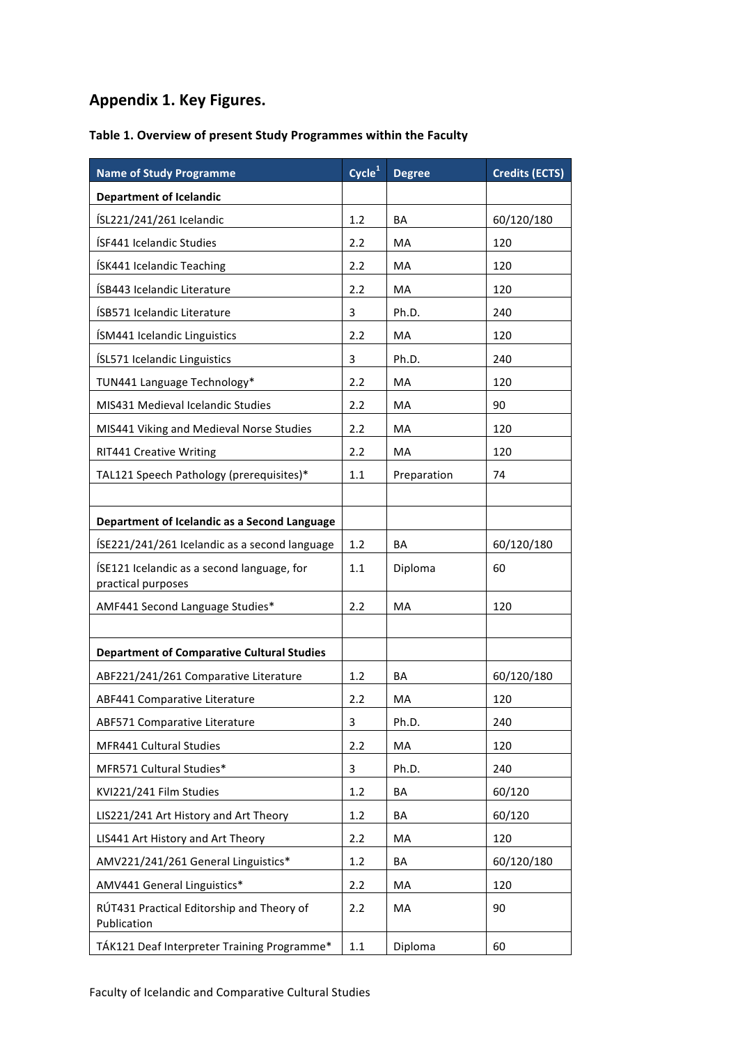## Appendix 1. Key Figures.

**Table 1. Overview of present Study Programmes within the Faculty**

| Name of Study Programme | Cycle[1] | Degree | Credits (ECTS) |
|---|---|---|---|
| **Department of Icelandic** | | | |
| ÍSL221/241/261 Icelandic | 1.2 | BA | 60/120/180 |
| ÍSF441 Icelandic Studies | 2.2 | MA | 120 |
| ÍSK441 Icelandic Teaching | 2.2 | MA | 120 |
| ÍSB443 Icelandic Literature | 2.2 | MA | 120 |
| ÍSB571 Icelandic Literature | 3 | Ph.D. | 240 |
| ÍSM441 Icelandic Linguistics | 2.2 | MA | 120 |
| ÍSL571 Icelandic Linguistics | 3 | Ph.D. | 240 |
| TUN441 Language Technology* | 2.2 | MA | 120 |
| MIS431 Medieval Icelandic Studies | 2.2 | MA | 90 |
| MIS441 Viking and Medieval Norse Studies | 2.2 | MA | 120 |
| RIT441 Creative Writing | 2.2 | MA | 120 |
| TAL121 Speech Pathology (prerequisites)* | 1.1 | Preparation | 74 |
| | | | |
| **Department of Icelandic as a Second Language** | | | |
| ÍSE221/241/261 Icelandic as a second language | 1.2 | BA | 60/120/180 |
| ÍSE121 Icelandic as a second language, for practical purposes | 1.1 | Diploma | 60 |
| AMF441 Second Language Studies* | 2.2 | MA | 120 |
| | | | |
| **Department of Comparative Cultural Studies** | | | |
| ABF221/241/261 Comparative Literature | 1.2 | BA | 60/120/180 |
| ABF441 Comparative Literature | 2.2 | MA | 120 |
| ABF571 Comparative Literature | 3 | Ph.D. | 240 |
| MFR441 Cultural Studies | 2.2 | MA | 120 |
| MFR571 Cultural Studies* | 3 | Ph.D. | 240 |
| KVI221/241 Film Studies | 1.2 | BA | 60/120 |
| LIS221/241 Art History and Art Theory | 1.2 | BA | 60/120 |
| LIS441 Art History and Art Theory | 2.2 | MA | 120 |
| AMV221/241/261 General Linguistics* | 1.2 | BA | 60/120/180 |
| AMV441 General Linguistics* | 2.2 | MA | 120 |
| RÚT431 Practical Editorship and Theory of Publication | 2.2 | MA | 90 |
| TÁK121 Deaf Interpreter Training Programme* | 1.1 | Diploma | 60 |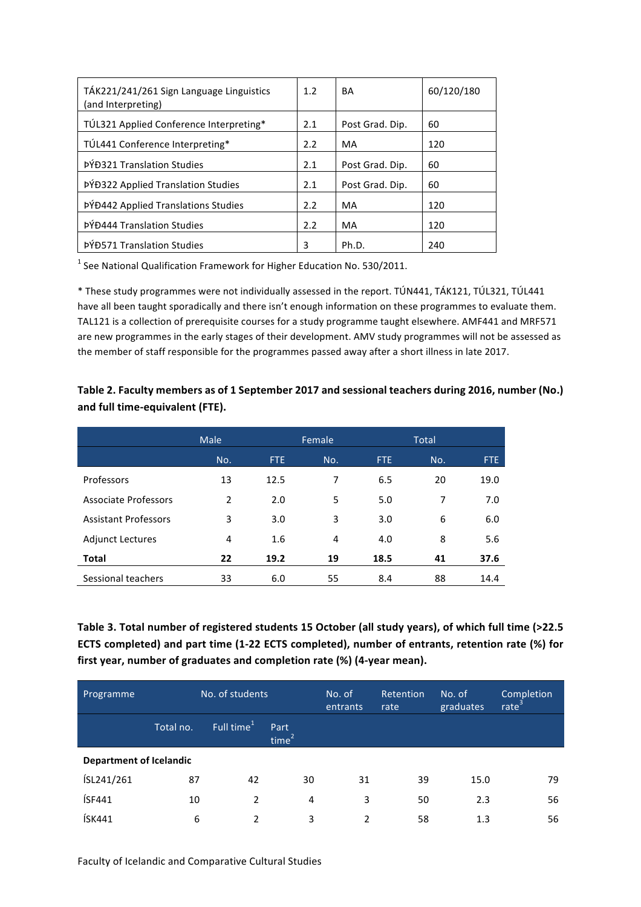| | | | |
|---|---|---|---|
| TÁK221/241/261 Sign Language Linguistics (and Interpreting) | 1.2 | BA | 60/120/180 |
| TÚL321 Applied Conference Interpreting* | 2.1 | Post Grad. Dip. | 60 |
| TÚL441 Conference Interpreting* | 2.2 | MA | 120 |
| ÞÝÐ321 Translation Studies | 2.1 | Post Grad. Dip. | 60 |
| ÞÝÐ322 Applied Translation Studies | 2.1 | Post Grad. Dip. | 60 |
| ÞÝÐ442 Applied Translations Studies | 2.2 | MA | 120 |
| ÞÝÐ444 Translation Studies | 2.2 | MA | 120 |
| ÞÝÐ571 Translation Studies | 3 | Ph.D. | 240 |

[1] See National Qualification Framework for Higher Education No. 530/2011.

* These study programmes were not individually assessed in the report. TÚN441, TÁK121, TÚL321, TÚL441 have all been taught sporadically and there isn't enough information on these programmes to evaluate them. TAL121 is a collection of prerequisite courses for a study programme taught elsewhere. AMF441 and MRF571 are new programmes in the early stages of their development. AMV study programmes will not be assessed as the member of staff responsible for the programmes passed away after a short illness in late 2017.

**Table 2. Faculty members as of 1 September 2017 and sessional teachers during 2016, number (No.) and full time-equivalent (FTE).**

| | Male | | Female | | Total | |
|---|---|---|---|---|---|---|
| | No. | FTE | No. | FTE | No. | FTE |
| Professors | 13 | 12.5 | 7 | 6.5 | 20 | 19.0 |
| Associate Professors | 2 | 2.0 | 5 | 5.0 | 7 | 7.0 |
| Assistant Professors | 3 | 3.0 | 3 | 3.0 | 6 | 6.0 |
| Adjunct Lectures | 4 | 1.6 | 4 | 4.0 | 8 | 5.6 |
| **Total** | **22** | **19.2** | **19** | **18.5** | **41** | **37.6** |
| Sessional teachers | 33 | 6.0 | 55 | 8.4 | 88 | 14.4 |

**Table 3. Total number of registered students 15 October (all study years), of which full time (>22.5 ECTS completed) and part time (1-22 ECTS completed), number of entrants, retention rate (%) for first year, number of graduates and completion rate (%) (4-year mean).**

| Programme | No. of students | | | No. of entrants | Retention rate | No. of graduates | Completion rate[3] |
|---|---|---|---|---|---|---|---|
| | Total no. | Full time[1] | Part time[2] | | | | |
| **Department of Icelandic** | | | | | | | |
| ÍSL241/261 | 87 | 42 | 30 | 31 | 39 | 15.0 | 79 |
| ÍSF441 | 10 | 2 | 4 | 3 | 50 | 2.3 | 56 |
| ÍSK441 | 6 | 2 | 3 | 2 | 58 | 1.3 | 56 |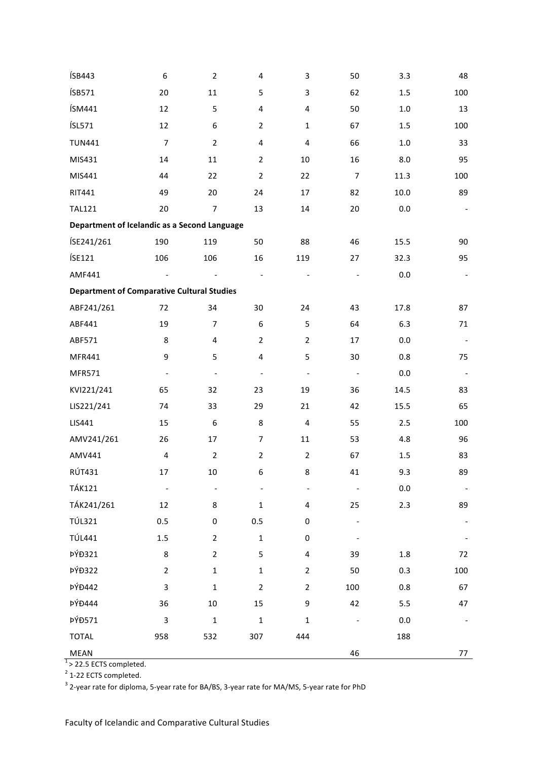| | | | | | | | |
|---|---|---|---|---|---|---|---|
| ÍSB443 | 6 | 2 | 4 | 3 | 50 | 3.3 | 48 |
| ÍSB571 | 20 | 11 | 5 | 3 | 62 | 1.5 | 100 |
| ÍSM441 | 12 | 5 | 4 | 4 | 50 | 1.0 | 13 |
| ÍSL571 | 12 | 6 | 2 | 1 | 67 | 1.5 | 100 |
| TUN441 | 7 | 2 | 4 | 4 | 66 | 1.0 | 33 |
| MIS431 | 14 | 11 | 2 | 10 | 16 | 8.0 | 95 |
| MIS441 | 44 | 22 | 2 | 22 | 7 | 11.3 | 100 |
| RIT441 | 49 | 20 | 24 | 17 | 82 | 10.0 | 89 |
| TAL121 | 20 | 7 | 13 | 14 | 20 | 0.0 | - |
| **Department of Icelandic as a Second Language** | | | | | | | |
| ÍSE241/261 | 190 | 119 | 50 | 88 | 46 | 15.5 | 90 |
| ÍSE121 | 106 | 106 | 16 | 119 | 27 | 32.3 | 95 |
| AMF441 | - | - | - | - | - | 0.0 | - |
| **Department of Comparative Cultural Studies** | | | | | | | |
| ABF241/261 | 72 | 34 | 30 | 24 | 43 | 17.8 | 87 |
| ABF441 | 19 | 7 | 6 | 5 | 64 | 6.3 | 71 |
| ABF571 | 8 | 4 | 2 | 2 | 17 | 0.0 | - |
| MFR441 | 9 | 5 | 4 | 5 | 30 | 0.8 | 75 |
| MFR571 | - | - | - | - | - | 0.0 | - |
| KVI221/241 | 65 | 32 | 23 | 19 | 36 | 14.5 | 83 |
| LIS221/241 | 74 | 33 | 29 | 21 | 42 | 15.5 | 65 |
| LIS441 | 15 | 6 | 8 | 4 | 55 | 2.5 | 100 |
| AMV241/261 | 26 | 17 | 7 | 11 | 53 | 4.8 | 96 |
| AMV441 | 4 | 2 | 2 | 2 | 67 | 1.5 | 83 |
| RÚT431 | 17 | 10 | 6 | 8 | 41 | 9.3 | 89 |
| TÁK121 | - | - | - | - | - | 0.0 | - |
| TÁK241/261 | 12 | 8 | 1 | 4 | 25 | 2.3 | 89 |
| TÚL321 | 0.5 | 0 | 0.5 | 0 | - | | - |
| TÚL441 | 1.5 | 2 | 1 | 0 | - | | - |
| ÞÝÐ321 | 8 | 2 | 5 | 4 | 39 | 1.8 | 72 |
| ÞÝÐ322 | 2 | 1 | 1 | 2 | 50 | 0.3 | 100 |
| ÞÝÐ442 | 3 | 1 | 2 | 2 | 100 | 0.8 | 67 |
| ÞÝÐ444 | 36 | 10 | 15 | 9 | 42 | 5.5 | 47 |
| ÞÝÐ571 | 3 | 1 | 1 | 1 | - | 0.0 | - |
| TOTAL | 958 | 532 | 307 | 444 | | 188 | |
| MEAN | | | | | 46 | | 77 |

[1] > 22.5 ECTS completed.

[2] 1-22 ECTS completed.

[3] 2-year rate for diploma, 5-year rate for BA/BS, 3-year rate for MA/MS, 5-year rate for PhD

Faculty of Icelandic and Comparative Cultural Studies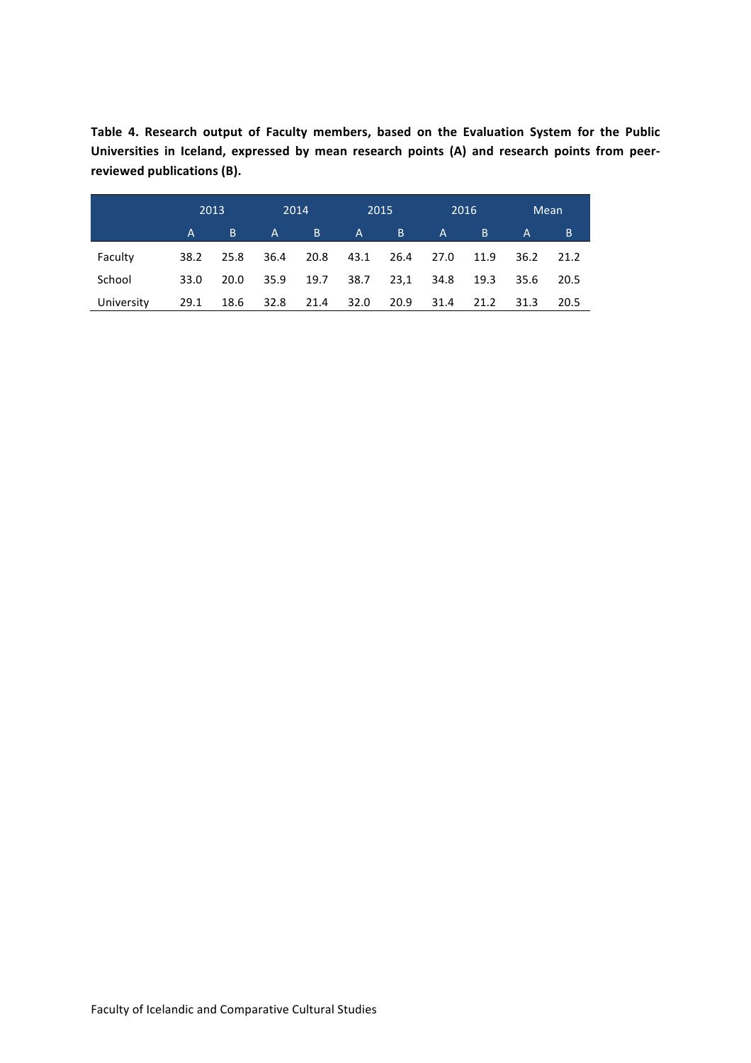**Table 4. Research output of Faculty members, based on the Evaluation System for the Public Universities in Iceland, expressed by mean research points (A) and research points from peer-reviewed publications (B).**

| | 2013 | | 2014 | | 2015 | | 2016 | | Mean | |
|---|---|---|---|---|---|---|---|---|---|---|
| | A | B | A | B | A | B | A | B | A | B |
| Faculty | 38.2 | 25.8 | 36.4 | 20.8 | 43.1 | 26.4 | 27.0 | 11.9 | 36.2 | 21.2 |
| School | 33.0 | 20.0 | 35.9 | 19.7 | 38.7 | 23,1 | 34.8 | 19.3 | 35.6 | 20.5 |
| University | 29.1 | 18.6 | 32.8 | 21.4 | 32.0 | 20.9 | 31.4 | 21.2 | 31.3 | 20.5 |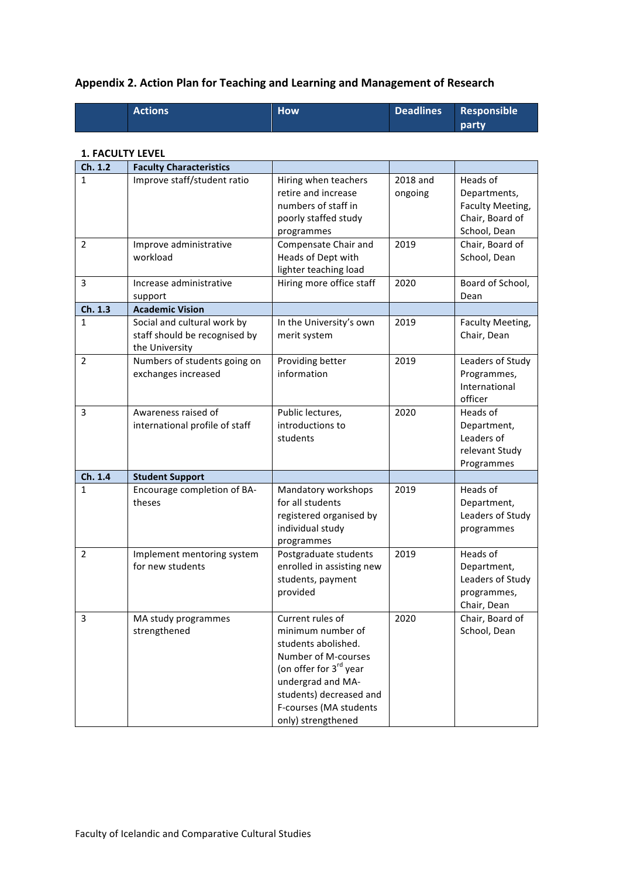## Appendix 2. Action Plan for Teaching and Learning and Management of Research

| | Actions | How | Deadlines | Responsible party |
|---|---|---|---|---|
| **1. FACULTY LEVEL** | | | | |
| **Ch. 1.2** | **Faculty Characteristics** | | | |
| 1 | Improve staff/student ratio | Hiring when teachers retire and increase numbers of staff in poorly staffed study programmes | 2018 and ongoing | Heads of Departments, Faculty Meeting, Chair, Board of School, Dean |
| 2 | Improve administrative workload | Compensate Chair and Heads of Dept with lighter teaching load | 2019 | Chair, Board of School, Dean |
| 3 | Increase administrative support | Hiring more office staff | 2020 | Board of School, Dean |
| **Ch. 1.3** | **Academic Vision** | | | |
| 1 | Social and cultural work by staff should be recognised by the University | In the University's own merit system | 2019 | Faculty Meeting, Chair, Dean |
| 2 | Numbers of students going on exchanges increased | Providing better information | 2019 | Leaders of Study Programmes, International officer |
| 3 | Awareness raised of international profile of staff | Public lectures, introductions to students | 2020 | Heads of Department, Leaders of relevant Study Programmes |
| **Ch. 1.4** | **Student Support** | | | |
| 1 | Encourage completion of BA-theses | Mandatory workshops for all students registered organised by individual study programmes | 2019 | Heads of Department, Leaders of Study programmes |
| 2 | Implement mentoring system for new students | Postgraduate students enrolled in assisting new students, payment provided | 2019 | Heads of Department, Leaders of Study programmes, Chair, Dean |
| 3 | MA study programmes strengthened | Current rules of minimum number of students abolished. Number of M-courses (on offer for 3rd year undergrad and MA-students) decreased and F-courses (MA students only) strengthened | 2020 | Chair, Board of School, Dean |

Faculty of Icelandic and Comparative Cultural Studies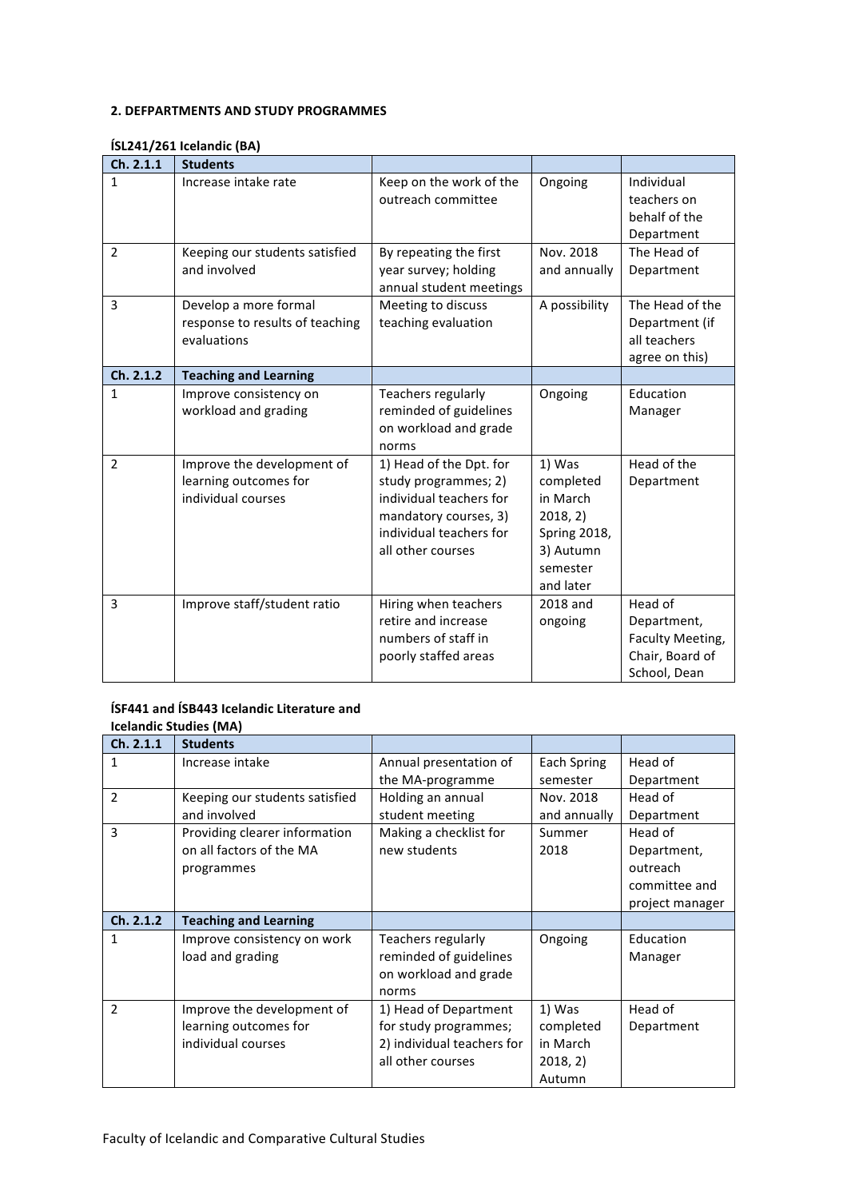**2. DEFPARTMENTS AND STUDY PROGRAMMES**

**ÍSL241/261 Icelandic (BA)**

| Ch. 2.1.1 | Students | | | |
|---|---|---|---|---|
| 1 | Increase intake rate | Keep on the work of the outreach committee | Ongoing | Individual teachers on behalf of the Department |
| 2 | Keeping our students satisfied and involved | By repeating the first year survey; holding annual student meetings | Nov. 2018 and annually | The Head of Department |
| 3 | Develop a more formal response to results of teaching evaluations | Meeting to discuss teaching evaluation | A possibility | The Head of the Department (if all teachers agree on this) |
| **Ch. 2.1.2** | **Teaching and Learning** | | | |
| 1 | Improve consistency on workload and grading | Teachers regularly reminded of guidelines on workload and grade norms | Ongoing | Education Manager |
| 2 | Improve the development of learning outcomes for individual courses | 1) Head of the Dpt. for study programmes; 2) individual teachers for mandatory courses, 3) individual teachers for all other courses | 1) Was completed in March 2018, 2) Spring 2018, 3) Autumn semester and later | Head of the Department |
| 3 | Improve staff/student ratio | Hiring when teachers retire and increase numbers of staff in poorly staffed areas | 2018 and ongoing | Head of Department, Faculty Meeting, Chair, Board of School, Dean |

**ÍSF441 and ÍSB443 Icelandic Literature and Icelandic Studies (MA)**

| Ch. 2.1.1 | Students | | | |
|---|---|---|---|---|
| 1 | Increase intake | Annual presentation of the MA-programme | Each Spring semester | Head of Department |
| 2 | Keeping our students satisfied and involved | Holding an annual student meeting | Nov. 2018 and annually | Head of Department |
| 3 | Providing clearer information on all factors of the MA programmes | Making a checklist for new students | Summer 2018 | Head of Department, outreach committee and project manager |
| **Ch. 2.1.2** | **Teaching and Learning** | | | |
| 1 | Improve consistency on work load and grading | Teachers regularly reminded of guidelines on workload and grade norms | Ongoing | Education Manager |
| 2 | Improve the development of learning outcomes for individual courses | 1) Head of Department for study programmes; 2) individual teachers for all other courses | 1) Was completed in March 2018, 2) Autumn | Head of Department |

Faculty of Icelandic and Comparative Cultural Studies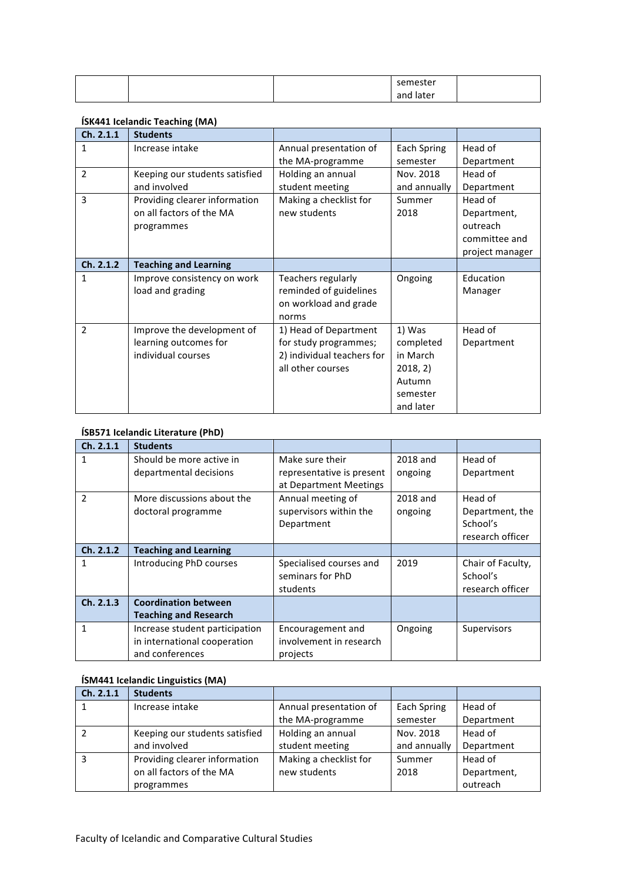| | | | semester and later | |
|---|---|---|---|---|

**ÍSK441 Icelandic Teaching (MA)**

| Ch. 2.1.1 | Students | | | |
|---|---|---|---|---|
| 1 | Increase intake | Annual presentation of the MA-programme | Each Spring semester | Head of Department |
| 2 | Keeping our students satisfied and involved | Holding an annual student meeting | Nov. 2018 and annually | Head of Department |
| 3 | Providing clearer information on all factors of the MA programmes | Making a checklist for new students | Summer 2018 | Head of Department, outreach committee and project manager |
| **Ch. 2.1.2** | **Teaching and Learning** | | | |
| 1 | Improve consistency on work load and grading | Teachers regularly reminded of guidelines on workload and grade norms | Ongoing | Education Manager |
| 2 | Improve the development of learning outcomes for individual courses | 1) Head of Department for study programmes; 2) individual teachers for all other courses | 1) Was completed in March 2018, 2) Autumn semester and later | Head of Department |

**ÍSB571 Icelandic Literature (PhD)**

| Ch. 2.1.1 | Students | | | |
|---|---|---|---|---|
| 1 | Should be more active in departmental decisions | Make sure their representative is present at Department Meetings | 2018 and ongoing | Head of Department |
| 2 | More discussions about the doctoral programme | Annual meeting of supervisors within the Department | 2018 and ongoing | Head of Department, the School's research officer |
| **Ch. 2.1.2** | **Teaching and Learning** | | | |
| 1 | Introducing PhD courses | Specialised courses and seminars for PhD students | 2019 | Chair of Faculty, School's research officer |
| **Ch. 2.1.3** | **Coordination between Teaching and Research** | | | |
| 1 | Increase student participation in international cooperation and conferences | Encouragement and involvement in research projects | Ongoing | Supervisors |

**ÍSM441 Icelandic Linguistics (MA)**

| Ch. 2.1.1 | Students | | | |
|---|---|---|---|---|
| 1 | Increase intake | Annual presentation of the MA-programme | Each Spring semester | Head of Department |
| 2 | Keeping our students satisfied and involved | Holding an annual student meeting | Nov. 2018 and annually | Head of Department |
| 3 | Providing clearer information on all factors of the MA programmes | Making a checklist for new students | Summer 2018 | Head of Department, outreach |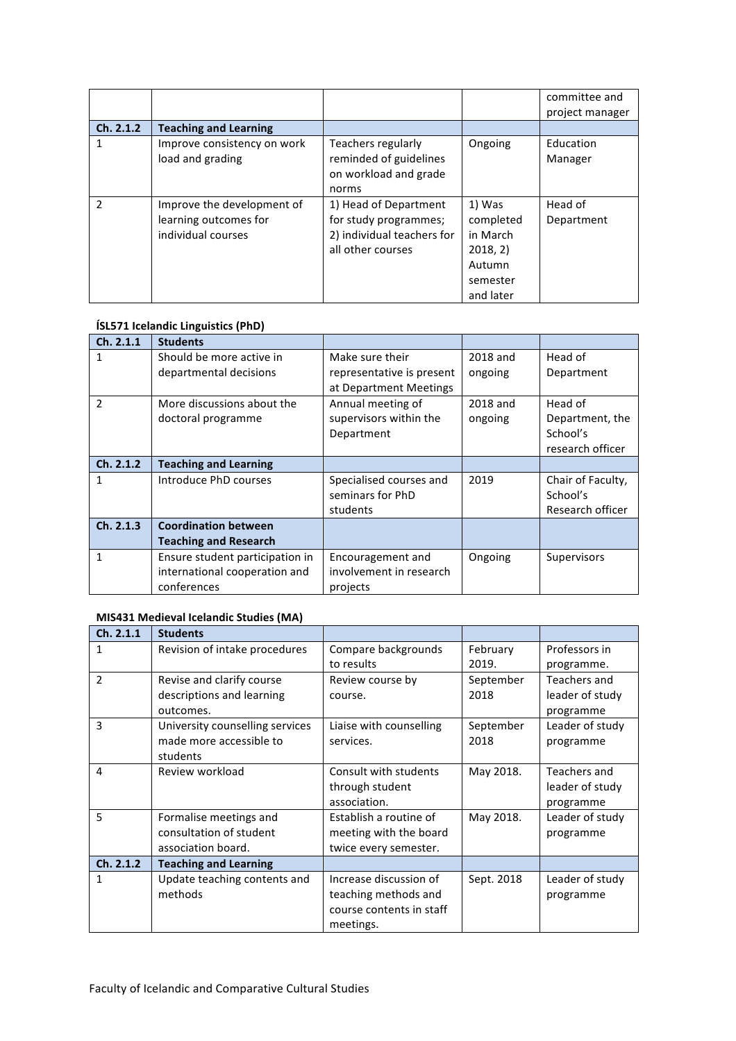| | | | | committee and project manager |
|---|---|---|---|---|
| **Ch. 2.1.2** | **Teaching and Learning** | | | |
| 1 | Improve consistency on work load and grading | Teachers regularly reminded of guidelines on workload and grade norms | Ongoing | Education Manager |
| 2 | Improve the development of learning outcomes for individual courses | 1) Head of Department for study programmes; 2) individual teachers for all other courses | 1) Was completed in March 2018, 2) Autumn semester and later | Head of Department |

**ÍSL571 Icelandic Linguistics (PhD)**

| **Ch. 2.1.1** | **Students** | | | |
|---|---|---|---|---|
| 1 | Should be more active in departmental decisions | Make sure their representative is present at Department Meetings | 2018 and ongoing | Head of Department |
| 2 | More discussions about the doctoral programme | Annual meeting of supervisors within the Department | 2018 and ongoing | Head of Department, the School's research officer |
| **Ch. 2.1.2** | **Teaching and Learning** | | | |
| 1 | Introduce PhD courses | Specialised courses and seminars for PhD students | 2019 | Chair of Faculty, School's Research officer |
| **Ch. 2.1.3** | **Coordination between Teaching and Research** | | | |
| 1 | Ensure student participation in international cooperation and conferences | Encouragement and involvement in research projects | Ongoing | Supervisors |

**MIS431 Medieval Icelandic Studies (MA)**

| **Ch. 2.1.1** | **Students** | | | |
|---|---|---|---|---|
| 1 | Revision of intake procedures | Compare backgrounds to results | February 2019. | Professors in programme. |
| 2 | Revise and clarify course descriptions and learning outcomes. | Review course by course. | September 2018 | Teachers and leader of study programme |
| 3 | University counselling services made more accessible to students | Liaise with counselling services. | September 2018 | Leader of study programme |
| 4 | Review workload | Consult with students through student association. | May 2018. | Teachers and leader of study programme |
| 5 | Formalise meetings and consultation of student association board. | Establish a routine of meeting with the board twice every semester. | May 2018. | Leader of study programme |
| **Ch. 2.1.2** | **Teaching and Learning** | | | |
| 1 | Update teaching contents and methods | Increase discussion of teaching methods and course contents in staff meetings. | Sept. 2018 | Leader of study programme |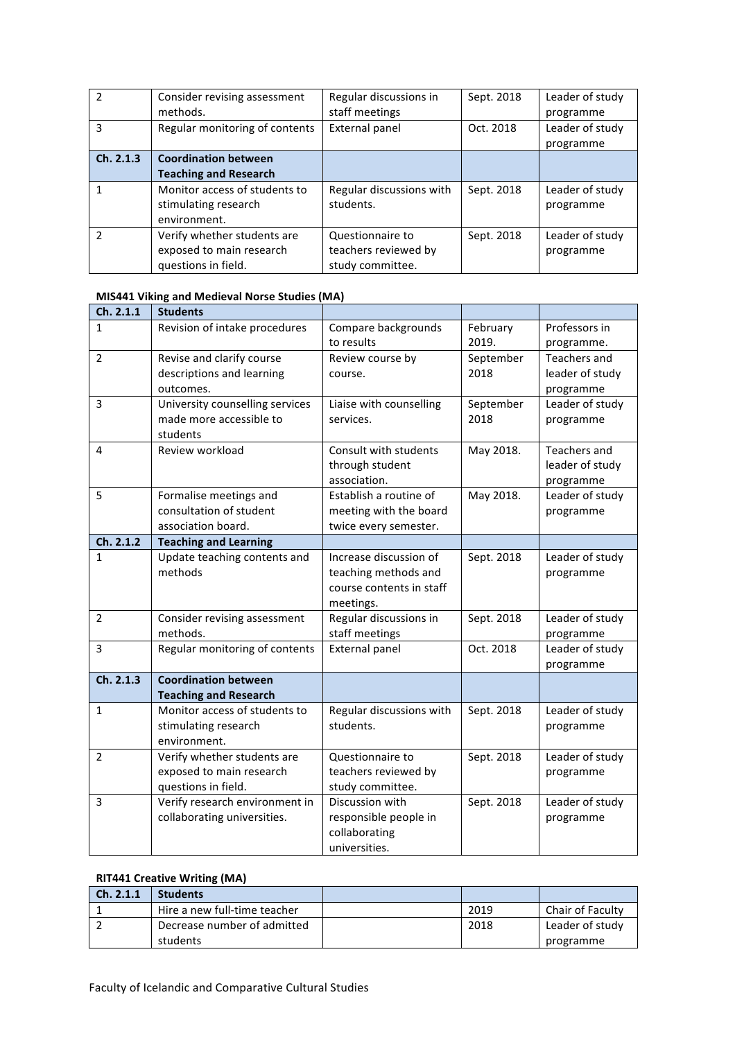| | | | | |
|---|---|---|---|---|
| 2 | Consider revising assessment methods. | Regular discussions in staff meetings | Sept. 2018 | Leader of study programme |
| 3 | Regular monitoring of contents | External panel | Oct. 2018 | Leader of study programme |
| **Ch. 2.1.3** | **Coordination between Teaching and Research** | | | |
| 1 | Monitor access of students to stimulating research environment. | Regular discussions with students. | Sept. 2018 | Leader of study programme |
| 2 | Verify whether students are exposed to main research questions in field. | Questionnaire to teachers reviewed by study committee. | Sept. 2018 | Leader of study programme |

**MIS441 Viking and Medieval Norse Studies (MA)**

| Ch. 2.1.1 | Students | | | |
|---|---|---|---|---|
| 1 | Revision of intake procedures | Compare backgrounds to results | February 2019. | Professors in programme. |
| 2 | Revise and clarify course descriptions and learning outcomes. | Review course by course. | September 2018 | Teachers and leader of study programme |
| 3 | University counselling services made more accessible to students | Liaise with counselling services. | September 2018 | Leader of study programme |
| 4 | Review workload | Consult with students through student association. | May 2018. | Teachers and leader of study programme |
| 5 | Formalise meetings and consultation of student association board. | Establish a routine of meeting with the board twice every semester. | May 2018. | Leader of study programme |
| **Ch. 2.1.2** | **Teaching and Learning** | | | |
| 1 | Update teaching contents and methods | Increase discussion of teaching methods and course contents in staff meetings. | Sept. 2018 | Leader of study programme |
| 2 | Consider revising assessment methods. | Regular discussions in staff meetings | Sept. 2018 | Leader of study programme |
| 3 | Regular monitoring of contents | External panel | Oct. 2018 | Leader of study programme |
| **Ch. 2.1.3** | **Coordination between Teaching and Research** | | | |
| 1 | Monitor access of students to stimulating research environment. | Regular discussions with students. | Sept. 2018 | Leader of study programme |
| 2 | Verify whether students are exposed to main research questions in field. | Questionnaire to teachers reviewed by study committee. | Sept. 2018 | Leader of study programme |
| 3 | Verify research environment in collaborating universities. | Discussion with responsible people in collaborating universities. | Sept. 2018 | Leader of study programme |

**RIT441 Creative Writing (MA)**

| Ch. 2.1.1 | Students | | | |
|---|---|---|---|---|
| 1 | Hire a new full-time teacher | | 2019 | Chair of Faculty |
| 2 | Decrease number of admitted students | | 2018 | Leader of study programme |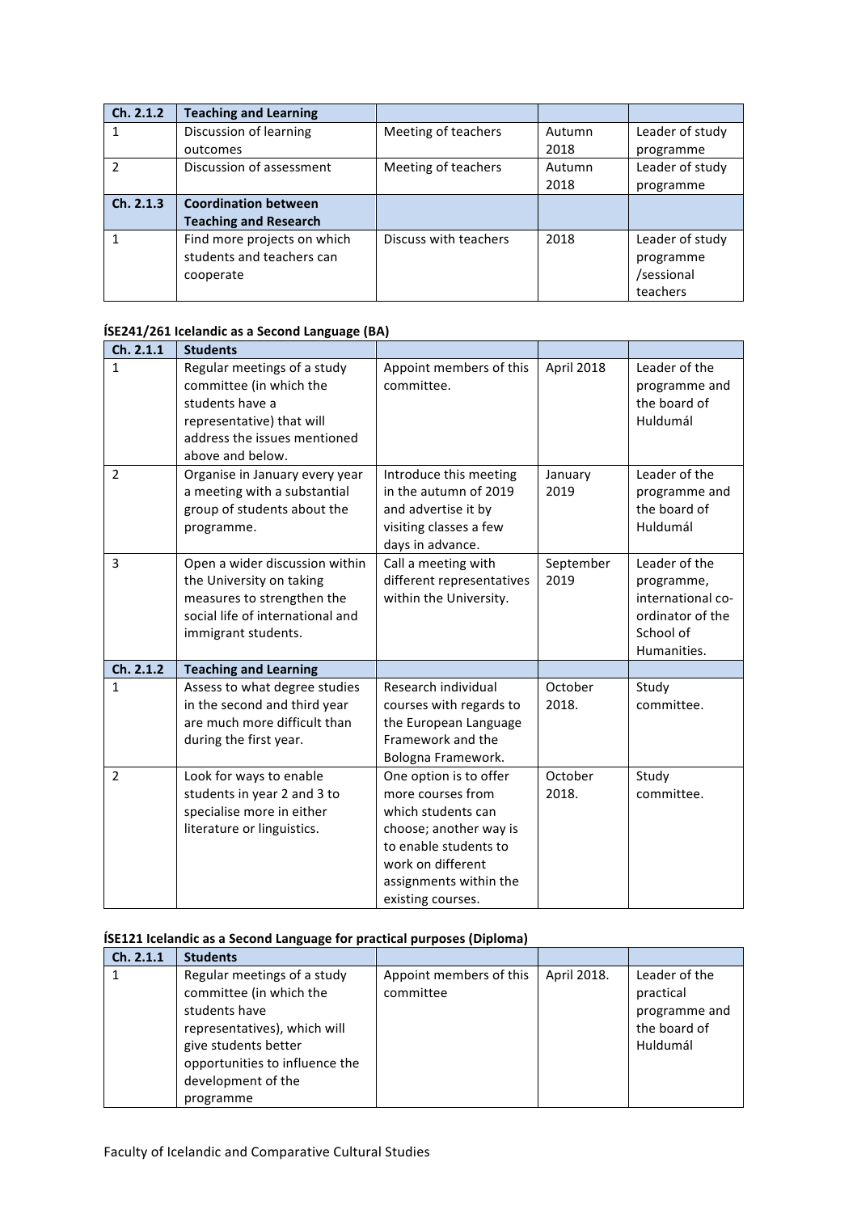| Ch. 2.1.2 | Teaching and Learning | | | |
| --- | --- | --- | --- | --- |
| 1 | Discussion of learning outcomes | Meeting of teachers | Autumn 2018 | Leader of study programme |
| 2 | Discussion of assessment | Meeting of teachers | Autumn 2018 | Leader of study programme |
| **Ch. 2.1.3** | **Coordination between Teaching and Research** | | | |
| 1 | Find more projects on which students and teachers can cooperate | Discuss with teachers | 2018 | Leader of study programme /sessional teachers |

**ÍSE241/261 Icelandic as a Second Language (BA)**

| Ch. 2.1.1 | Students | | | |
| --- | --- | --- | --- | --- |
| 1 | Regular meetings of a study committee (in which the students have a representative) that will address the issues mentioned above and below. | Appoint members of this committee. | April 2018 | Leader of the programme and the board of Huldumál |
| 2 | Organise in January every year a meeting with a substantial group of students about the programme. | Introduce this meeting in the autumn of 2019 and advertise it by visiting classes a few days in advance. | January 2019 | Leader of the programme and the board of Huldumál |
| 3 | Open a wider discussion within the University on taking measures to strengthen the social life of international and immigrant students. | Call a meeting with different representatives within the University. | September 2019 | Leader of the programme, international co-ordinator of the School of Humanities. |
| **Ch. 2.1.2** | **Teaching and Learning** | | | |
| 1 | Assess to what degree studies in the second and third year are much more difficult than during the first year. | Research individual courses with regards to the European Language Framework and the Bologna Framework. | October 2018. | Study committee. |
| 2 | Look for ways to enable students in year 2 and 3 to specialise more in either literature or linguistics. | One option is to offer more courses from which students can choose; another way is to enable students to work on different assignments within the existing courses. | October 2018. | Study committee. |

**ÍSE121 Icelandic as a Second Language for practical purposes (Diploma)**

| Ch. 2.1.1 | Students | | | |
| --- | --- | --- | --- | --- |
| 1 | Regular meetings of a study committee (in which the students have representatives), which will give students better opportunities to influence the development of the programme | Appoint members of this committee | April 2018. | Leader of the practical programme and the board of Huldumál |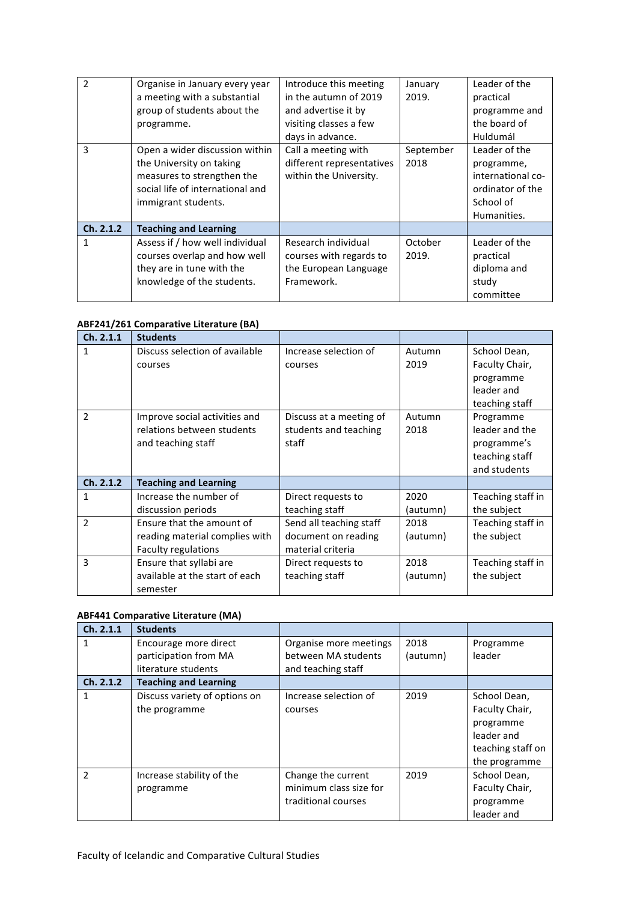| | | | | |
|---|---|---|---|---|
| 2 | Organise in January every year a meeting with a substantial group of students about the programme. | Introduce this meeting in the autumn of 2019 and advertise it by visiting classes a few days in advance. | January 2019. | Leader of the practical programme and the board of Huldumál |
| 3 | Open a wider discussion within the University on taking measures to strengthen the social life of international and immigrant students. | Call a meeting with different representatives within the University. | September 2018 | Leader of the programme, international co-ordinator of the School of Humanities. |
| **Ch. 2.1.2** | **Teaching and Learning** | | | |
| 1 | Assess if / how well individual courses overlap and how well they are in tune with the knowledge of the students. | Research individual courses with regards to the European Language Framework. | October 2019. | Leader of the practical diploma and study committee |

**ABF241/261 Comparative Literature (BA)**

| **Ch. 2.1.1** | **Students** | | | |
|---|---|---|---|---|
| 1 | Discuss selection of available courses | Increase selection of courses | Autumn 2019 | School Dean, Faculty Chair, programme leader and teaching staff |
| 2 | Improve social activities and relations between students and teaching staff | Discuss at a meeting of students and teaching staff | Autumn 2018 | Programme leader and the programme's teaching staff and students |
| **Ch. 2.1.2** | **Teaching and Learning** | | | |
| 1 | Increase the number of discussion periods | Direct requests to teaching staff | 2020 (autumn) | Teaching staff in the subject |
| 2 | Ensure that the amount of reading material complies with Faculty regulations | Send all teaching staff document on reading material criteria | 2018 (autumn) | Teaching staff in the subject |
| 3 | Ensure that syllabi are available at the start of each semester | Direct requests to teaching staff | 2018 (autumn) | Teaching staff in the subject |

**ABF441 Comparative Literature (MA)**

| **Ch. 2.1.1** | **Students** | | | |
|---|---|---|---|---|
| 1 | Encourage more direct participation from MA literature students | Organise more meetings between MA students and teaching staff | 2018 (autumn) | Programme leader |
| **Ch. 2.1.2** | **Teaching and Learning** | | | |
| 1 | Discuss variety of options on the programme | Increase selection of courses | 2019 | School Dean, Faculty Chair, programme leader and teaching staff on the programme |
| 2 | Increase stability of the programme | Change the current minimum class size for traditional courses | 2019 | School Dean, Faculty Chair, programme leader and |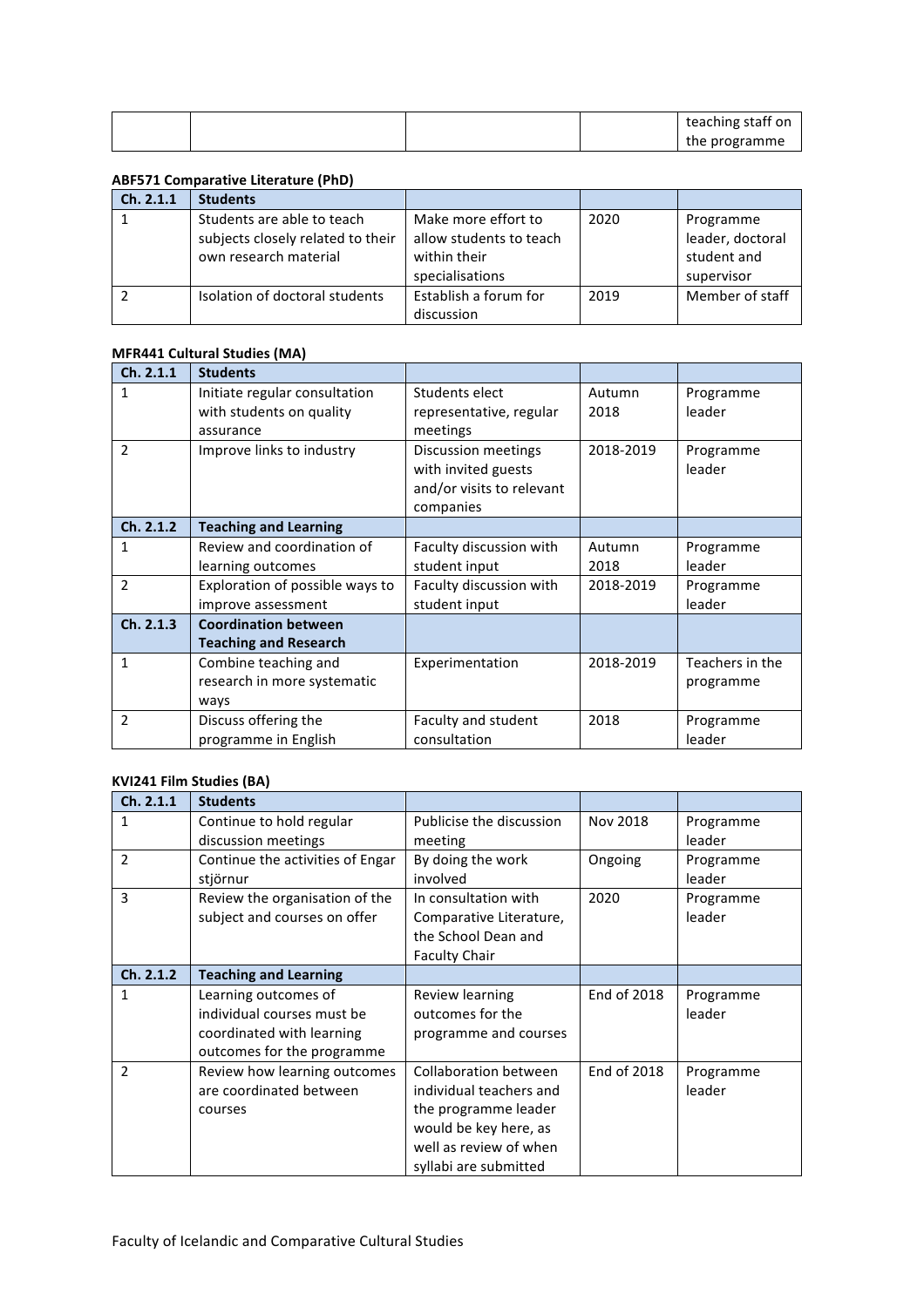| | | | | teaching staff on the programme |
|---|---|---|---|---|

**ABF571 Comparative Literature (PhD)**

| Ch. 2.1.1 | Students | | | |
|---|---|---|---|---|
| 1 | Students are able to teach subjects closely related to their own research material | Make more effort to allow students to teach within their specialisations | 2020 | Programme leader, doctoral student and supervisor |
| 2 | Isolation of doctoral students | Establish a forum for discussion | 2019 | Member of staff |

**MFR441 Cultural Studies (MA)**

| Ch. 2.1.1 | Students | | | |
|---|---|---|---|---|
| 1 | Initiate regular consultation with students on quality assurance | Students elect representative, regular meetings | Autumn 2018 | Programme leader |
| 2 | Improve links to industry | Discussion meetings with invited guests and/or visits to relevant companies | 2018-2019 | Programme leader |
| **Ch. 2.1.2** | **Teaching and Learning** | | | |
| 1 | Review and coordination of learning outcomes | Faculty discussion with student input | Autumn 2018 | Programme leader |
| 2 | Exploration of possible ways to improve assessment | Faculty discussion with student input | 2018-2019 | Programme leader |
| **Ch. 2.1.3** | **Coordination between Teaching and Research** | | | |
| 1 | Combine teaching and research in more systematic ways | Experimentation | 2018-2019 | Teachers in the programme |
| 2 | Discuss offering the programme in English | Faculty and student consultation | 2018 | Programme leader |

**KVI241 Film Studies (BA)**

| Ch. 2.1.1 | Students | | | |
|---|---|---|---|---|
| 1 | Continue to hold regular discussion meetings | Publicise the discussion meeting | Nov 2018 | Programme leader |
| 2 | Continue the activities of Engar stjörnur | By doing the work involved | Ongoing | Programme leader |
| 3 | Review the organisation of the subject and courses on offer | In consultation with Comparative Literature, the School Dean and Faculty Chair | 2020 | Programme leader |
| **Ch. 2.1.2** | **Teaching and Learning** | | | |
| 1 | Learning outcomes of individual courses must be coordinated with learning outcomes for the programme | Review learning outcomes for the programme and courses | End of 2018 | Programme leader |
| 2 | Review how learning outcomes are coordinated between courses | Collaboration between individual teachers and the programme leader would be key here, as well as review of when syllabi are submitted | End of 2018 | Programme leader |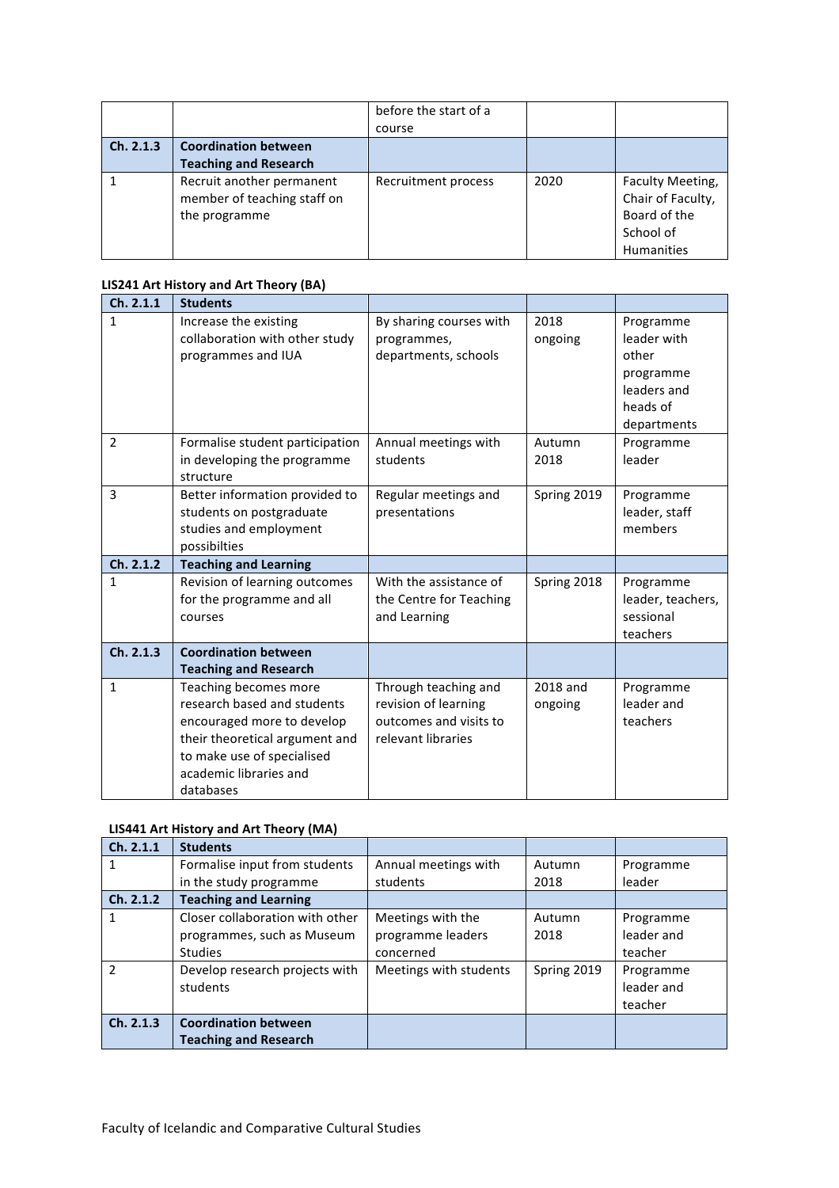| | | before the start of a course | | |
|---|---|---|---|---|
| **Ch. 2.1.3** | **Coordination between Teaching and Research** | | | |
| 1 | Recruit another permanent member of teaching staff on the programme | Recruitment process | 2020 | Faculty Meeting, Chair of Faculty, Board of the School of Humanities |

**LIS241 Art History and Art Theory (BA)**

| **Ch. 2.1.1** | **Students** | | | |
|---|---|---|---|---|
| 1 | Increase the existing collaboration with other study programmes and IUA | By sharing courses with programmes, departments, schools | 2018 ongoing | Programme leader with other programme leaders and heads of departments |
| 2 | Formalise student participation in developing the programme structure | Annual meetings with students | Autumn 2018 | Programme leader |
| 3 | Better information provided to students on postgraduate studies and employment possibilties | Regular meetings and presentations | Spring 2019 | Programme leader, staff members |
| **Ch. 2.1.2** | **Teaching and Learning** | | | |
| 1 | Revision of learning outcomes for the programme and all courses | With the assistance of the Centre for Teaching and Learning | Spring 2018 | Programme leader, teachers, sessional teachers |
| **Ch. 2.1.3** | **Coordination between Teaching and Research** | | | |
| 1 | Teaching becomes more research based and students encouraged more to develop their theoretical argument and to make use of specialised academic libraries and databases | Through teaching and revision of learning outcomes and visits to relevant libraries | 2018 and ongoing | Programme leader and teachers |

**LIS441 Art History and Art Theory (MA)**

| **Ch. 2.1.1** | **Students** | | | |
|---|---|---|---|---|
| 1 | Formalise input from students in the study programme | Annual meetings with students | Autumn 2018 | Programme leader |
| **Ch. 2.1.2** | **Teaching and Learning** | | | |
| 1 | Closer collaboration with other programmes, such as Museum Studies | Meetings with the programme leaders concerned | Autumn 2018 | Programme leader and teacher |
| 2 | Develop research projects with students | Meetings with students | Spring 2019 | Programme leader and teacher |
| **Ch. 2.1.3** | **Coordination between Teaching and Research** | | | |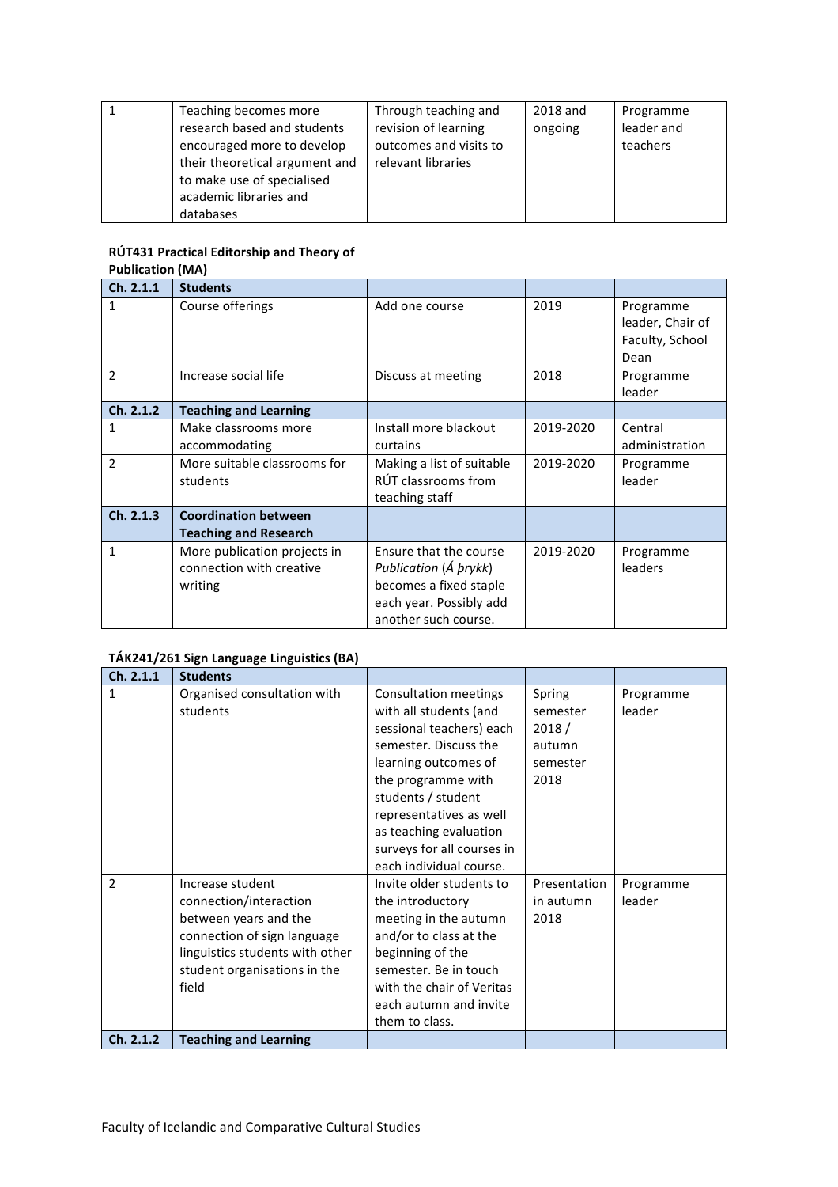| | | | | |
|---|---|---|---|---|
| 1 | Teaching becomes more research based and students encouraged more to develop their theoretical argument and to make use of specialised academic libraries and databases | Through teaching and revision of learning outcomes and visits to relevant libraries | 2018 and ongoing | Programme leader and teachers |

**RÚT431 Practical Editorship and Theory of Publication (MA)**

| Ch. 2.1.1 | Students | | | |
|---|---|---|---|---|
| 1 | Course offerings | Add one course | 2019 | Programme leader, Chair of Faculty, School Dean |
| 2 | Increase social life | Discuss at meeting | 2018 | Programme leader |
| **Ch. 2.1.2** | **Teaching and Learning** | | | |
| 1 | Make classrooms more accommodating | Install more blackout curtains | 2019-2020 | Central administration |
| 2 | More suitable classrooms for students | Making a list of suitable RÚT classrooms from teaching staff | 2019-2020 | Programme leader |
| **Ch. 2.1.3** | **Coordination between Teaching and Research** | | | |
| 1 | More publication projects in connection with creative writing | Ensure that the course *Publication* (*Á þrykk*) becomes a fixed staple each year. Possibly add another such course. | 2019-2020 | Programme leaders |

**TÁK241/261 Sign Language Linguistics (BA)**

| Ch. 2.1.1 | Students | | | |
|---|---|---|---|---|
| 1 | Organised consultation with students | Consultation meetings with all students (and sessional teachers) each semester. Discuss the learning outcomes of the programme with students / student representatives as well as teaching evaluation surveys for all courses in each individual course. | Spring semester 2018 / autumn semester 2018 | Programme leader |
| 2 | Increase student connection/interaction between years and the connection of sign language linguistics students with other student organisations in the field | Invite older students to the introductory meeting in the autumn and/or to class at the beginning of the semester. Be in touch with the chair of Veritas each autumn and invite them to class. | Presentation in autumn 2018 | Programme leader |
| **Ch. 2.1.2** | **Teaching and Learning** | | | |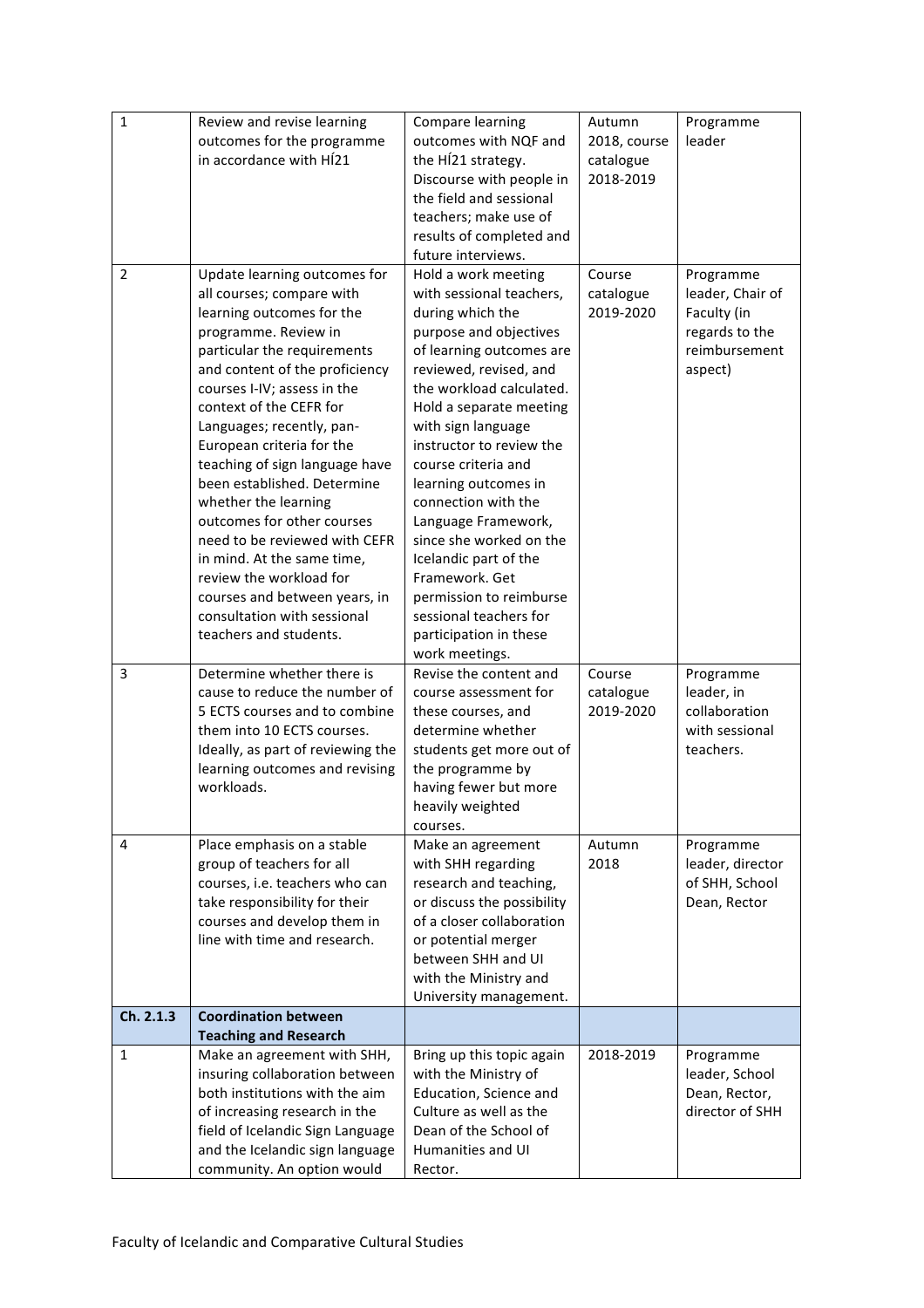| 1 | Review and revise learning outcomes for the programme in accordance with HÍ21 | Compare learning outcomes with NQF and the HÍ21 strategy. Discourse with people in the field and sessional teachers; make use of results of completed and future interviews. | Autumn 2018, course catalogue 2018-2019 | Programme leader |
|---|---|---|---|---|
| 2 | Update learning outcomes for all courses; compare with learning outcomes for the programme. Review in particular the requirements and content of the proficiency courses I-IV; assess in the context of the CEFR for Languages; recently, pan-European criteria for the teaching of sign language have been established. Determine whether the learning outcomes for other courses need to be reviewed with CEFR in mind. At the same time, review the workload for courses and between years, in consultation with sessional teachers and students. | Hold a work meeting with sessional teachers, during which the purpose and objectives of learning outcomes are reviewed, revised, and the workload calculated. Hold a separate meeting with sign language instructor to review the course criteria and learning outcomes in connection with the Language Framework, since she worked on the Icelandic part of the Framework. Get permission to reimburse sessional teachers for participation in these work meetings. | Course catalogue 2019-2020 | Programme leader, Chair of Faculty (in regards to the reimbursement aspect) |
| 3 | Determine whether there is cause to reduce the number of 5 ECTS courses and to combine them into 10 ECTS courses. Ideally, as part of reviewing the learning outcomes and revising workloads. | Revise the content and course assessment for these courses, and determine whether students get more out of the programme by having fewer but more heavily weighted courses. | Course catalogue 2019-2020 | Programme leader, in collaboration with sessional teachers. |
| 4 | Place emphasis on a stable group of teachers for all courses, i.e. teachers who can take responsibility for their courses and develop them in line with time and research. | Make an agreement with SHH regarding research and teaching, or discuss the possibility of a closer collaboration or potential merger between SHH and UI with the Ministry and University management. | Autumn 2018 | Programme leader, director of SHH, School Dean, Rector |
| **Ch. 2.1.3** | **Coordination between Teaching and Research** | | | |
| 1 | Make an agreement with SHH, insuring collaboration between both institutions with the aim of increasing research in the field of Icelandic Sign Language and the Icelandic sign language community. An option would | Bring up this topic again with the Ministry of Education, Science and Culture as well as the Dean of the School of Humanities and UI Rector. | 2018-2019 | Programme leader, School Dean, Rector, director of SHH |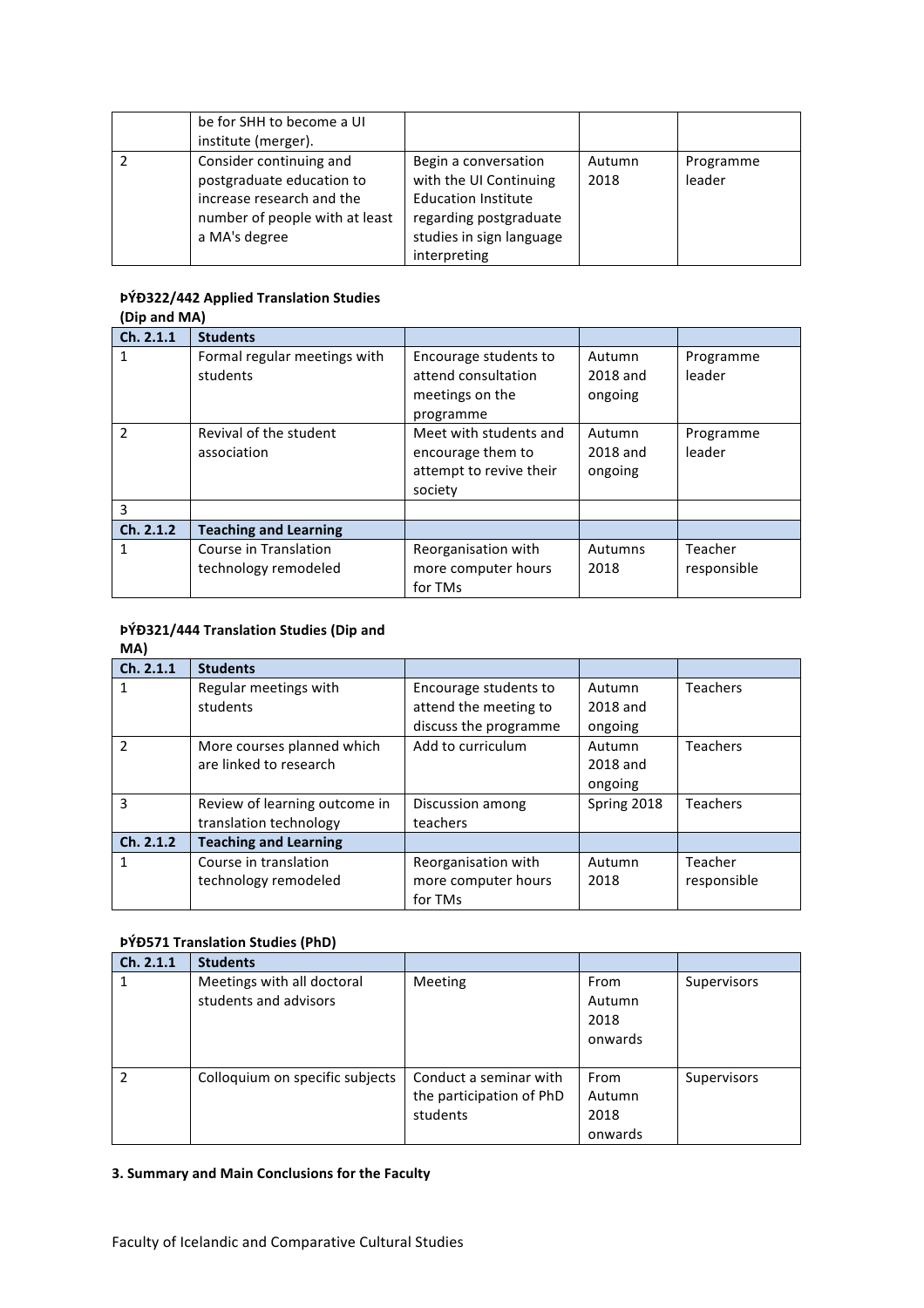|  | be for SHH to become a UI institute (merger). |  |  |  |
|---|---|---|---|---|
| 2 | Consider continuing and postgraduate education to increase research and the number of people with at least a MA's degree | Begin a conversation with the UI Continuing Education Institute regarding postgraduate studies in sign language interpreting | Autumn 2018 | Programme leader |

**ÞÝÐ322/442 Applied Translation Studies (Dip and MA)**

| Ch. 2.1.1 | Students |  |  |  |
|---|---|---|---|---|
| 1 | Formal regular meetings with students | Encourage students to attend consultation meetings on the programme | Autumn 2018 and ongoing | Programme leader |
| 2 | Revival of the student association | Meet with students and encourage them to attempt to revive their society | Autumn 2018 and ongoing | Programme leader |
| 3 |  |  |  |  |
| **Ch. 2.1.2** | **Teaching and Learning** |  |  |  |
| 1 | Course in Translation technology remodeled | Reorganisation with more computer hours for TMs | Autumns 2018 | Teacher responsible |

**ÞÝÐ321/444 Translation Studies (Dip and MA)**

| Ch. 2.1.1 | Students |  |  |  |
|---|---|---|---|---|
| 1 | Regular meetings with students | Encourage students to attend the meeting to discuss the programme | Autumn 2018 and ongoing | Teachers |
| 2 | More courses planned which are linked to research | Add to curriculum | Autumn 2018 and ongoing | Teachers |
| 3 | Review of learning outcome in translation technology | Discussion among teachers | Spring 2018 | Teachers |
| **Ch. 2.1.2** | **Teaching and Learning** |  |  |  |
| 1 | Course in translation technology remodeled | Reorganisation with more computer hours for TMs | Autumn 2018 | Teacher responsible |

**ÞÝÐ571 Translation Studies (PhD)**

| Ch. 2.1.1 | Students |  |  |  |
|---|---|---|---|---|
| 1 | Meetings with all doctoral students and advisors | Meeting | From Autumn 2018 onwards | Supervisors |
| 2 | Colloquium on specific subjects | Conduct a seminar with the participation of PhD students | From Autumn 2018 onwards | Supervisors |

**3. Summary and Main Conclusions for the Faculty**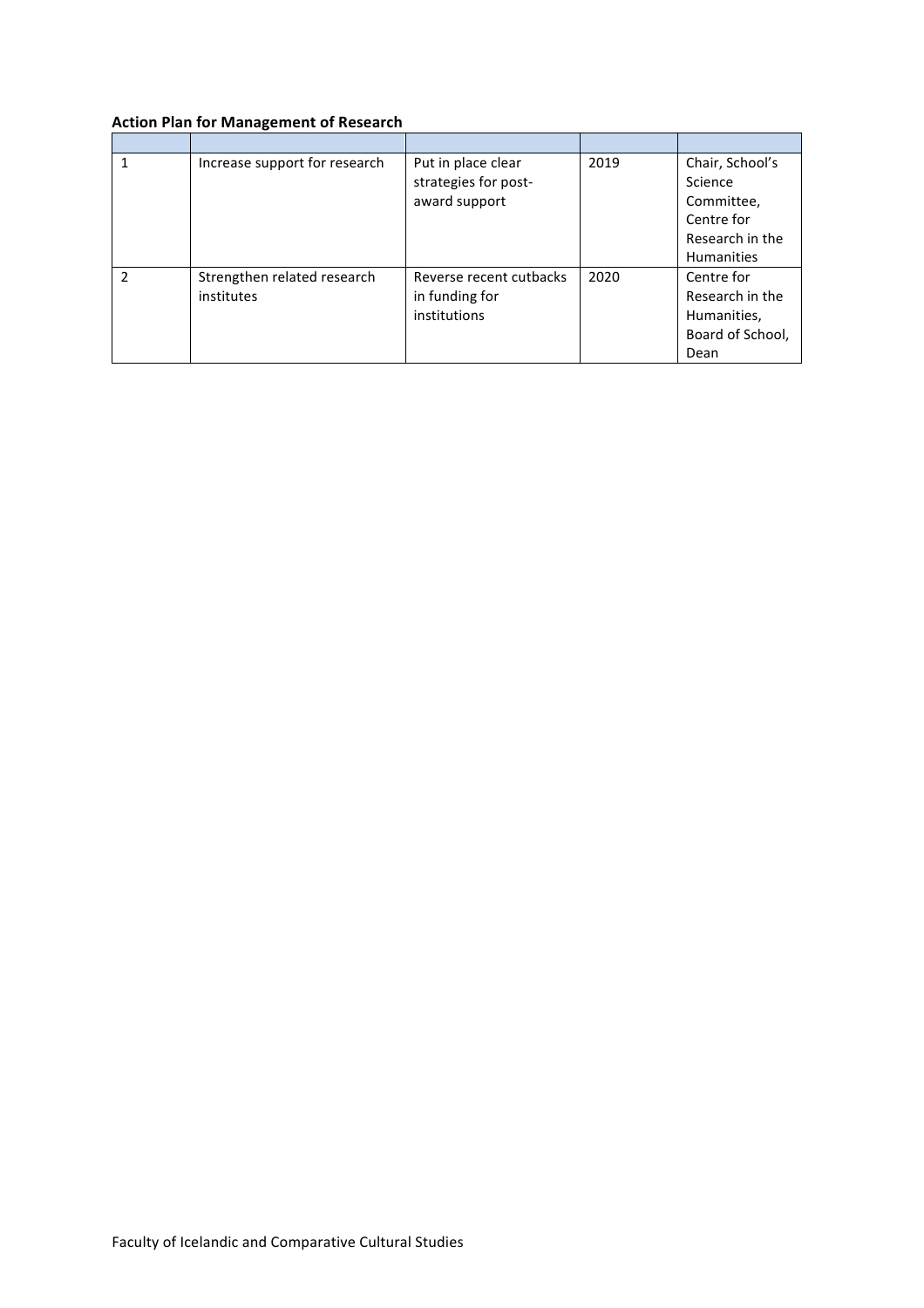**Action Plan for Management of Research**

| | | | | |
|---|---|---|---|---|
| 1 | Increase support for research | Put in place clear strategies for post-award support | 2019 | Chair, School's Science Committee, Centre for Research in the Humanities |
| 2 | Strengthen related research institutes | Reverse recent cutbacks in funding for institutions | 2020 | Centre for Research in the Humanities, Board of School, Dean |